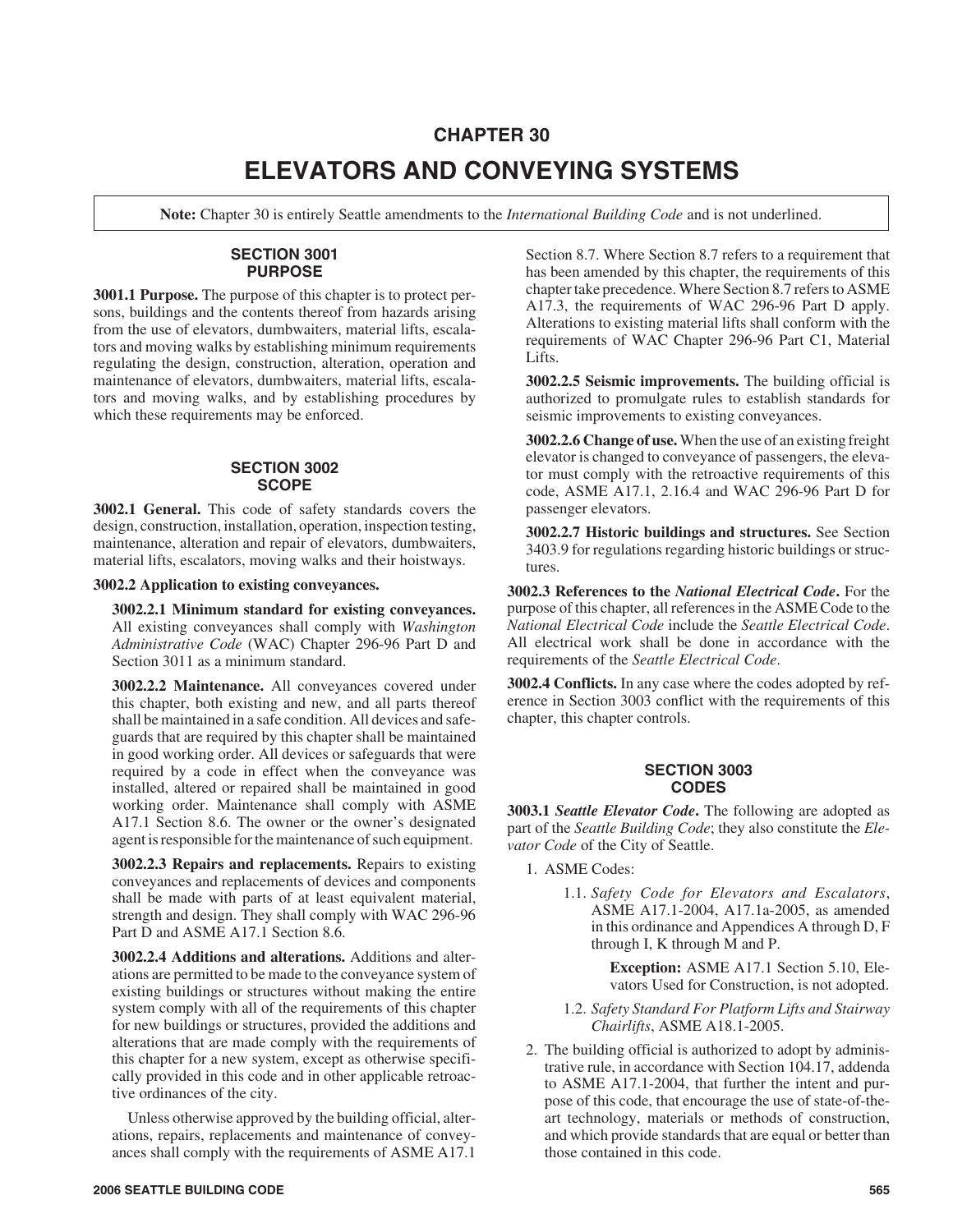# CHAPTER 30

# ELEVATORS AND CONVEYING SYSTEMS

**Note:** Chapter 30 is entirely Seattle amendments to the *International Building Code* and is not underlined.

## SECTION 3001 PURPOSE

**3001.1 Purpose.** The purpose of this chapter is to protect persons, buildings and the contents thereof from hazards arising from the use of elevators, dumbwaiters, material lifts, escalators and moving walks by establishing minimum requirements regulating the design, construction, alteration, operation and maintenance of elevators, dumbwaiters, material lifts, escalators and moving walks, and by establishing procedures by which these requirements may be enforced.

## SECTION 3002 SCOPE

**3002.1 General.** This code of safety standards covers the design, construction, installation, operation, inspection testing, maintenance, alteration and repair of elevators, dumbwaiters, material lifts, escalators, moving walks and their hoistways.

**3002.2 Application to existing conveyances.**

**3002.2.1 Minimum standard for existing conveyances.** All existing conveyances shall comply with *Washington Administrative Code* (WAC) Chapter 296-96 Part D and Section 3011 as a minimum standard.

**3002.2.2 Maintenance.** All conveyances covered under this chapter, both existing and new, and all parts thereof shall be maintained in a safe condition. All devices and safeguards that are required by this chapter shall be maintained in good working order. All devices or safeguards that were required by a code in effect when the conveyance was installed, altered or repaired shall be maintained in good working order. Maintenance shall comply with ASME A17.1 Section 8.6. The owner or the owner's designated agent is responsible for the maintenance of such equipment.

**3002.2.3 Repairs and replacements.** Repairs to existing conveyances and replacements of devices and components shall be made with parts of at least equivalent material, strength and design. They shall comply with WAC 296-96 Part D and ASME A17.1 Section 8.6.

**3002.2.4 Additions and alterations.** Additions and alterations are permitted to be made to the conveyance system of existing buildings or structures without making the entire system comply with all of the requirements of this chapter for new buildings or structures, provided the additions and alterations that are made comply with the requirements of this chapter for a new system, except as otherwise specifically provided in this code and in other applicable retroactive ordinances of the city.

Unless otherwise approved by the building official, alterations, repairs, replacements and maintenance of conveyances shall comply with the requirements of ASME A17.1 Section 8.7. Where Section 8.7 refers to a requirement that has been amended by this chapter, the requirements of this chapter take precedence. Where Section 8.7 refers to ASME A17.3, the requirements of WAC 296-96 Part D apply. Alterations to existing material lifts shall conform with the requirements of WAC Chapter 296-96 Part C1, Material Lifts.

**3002.2.5 Seismic improvements.** The building official is authorized to promulgate rules to establish standards for seismic improvements to existing conveyances.

**3002.2.6 Change of use.** When the use of an existing freight elevator is changed to conveyance of passengers, the elevator must comply with the retroactive requirements of this code, ASME A17.1, 2.16.4 and WAC 296-96 Part D for passenger elevators.

**3002.2.7 Historic buildings and structures.** See Section 3403.9 for regulations regarding historic buildings or structures.

**3002.3 References to the *National Electrical Code*.** For the purpose of this chapter, all references in the ASME Code to the *National Electrical Code* include the *Seattle Electrical Code*. All electrical work shall be done in accordance with the requirements of the *Seattle Electrical Code*.

**3002.4 Conflicts.** In any case where the codes adopted by reference in Section 3003 conflict with the requirements of this chapter, this chapter controls.

## SECTION 3003 CODES

**3003.1 *Seattle Elevator Code*.** The following are adopted as part of the *Seattle Building Code*; they also constitute the *Elevator Code* of the City of Seattle.

1. ASME Codes:
   - 1.1. *Safety Code for Elevators and Escalators*, ASME A17.1-2004, A17.1a-2005, as amended in this ordinance and Appendices A through D, F through I, K through M and P.

     **Exception:** ASME A17.1 Section 5.10, Elevators Used for Construction, is not adopted.
   - 1.2. *Safety Standard For Platform Lifts and Stairway Chairlifts*, ASME A18.1-2005.
2. The building official is authorized to adopt by administrative rule, in accordance with Section 104.17, addenda to ASME A17.1-2004, that further the intent and purpose of this code, that encourage the use of state-of-the-art technology, materials or methods of construction, and which provide standards that are equal or better than those contained in this code.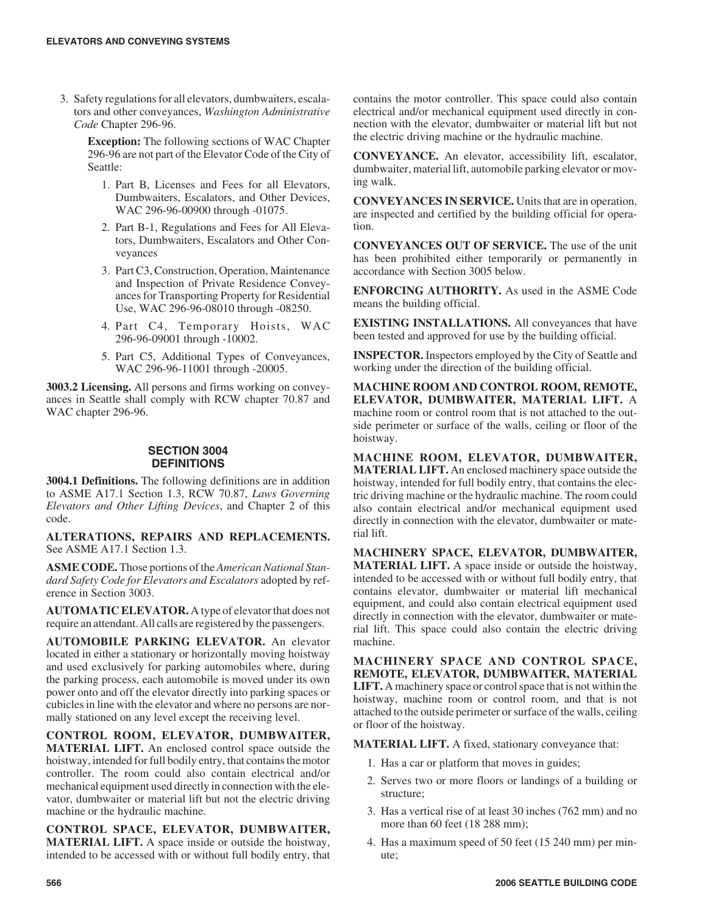3. Safety regulations for all elevators, dumbwaiters, escalators and other conveyances, *Washington Administrative Code* Chapter 296-96.

   **Exception:** The following sections of WAC Chapter 296-96 are not part of the Elevator Code of the City of Seattle:

   1. Part B, Licenses and Fees for all Elevators, Dumbwaiters, Escalators, and Other Devices, WAC 296-96-00900 through -01075.
   2. Part B-1, Regulations and Fees for All Elevators, Dumbwaiters, Escalators and Other Conveyances
   3. Part C3, Construction, Operation, Maintenance and Inspection of Private Residence Conveyances for Transporting Property for Residential Use, WAC 296-96-08010 through -08250.
   4. Part C4, Temporary Hoists, WAC 296-96-09001 through -10002.
   5. Part C5, Additional Types of Conveyances, WAC 296-96-11001 through -20005.

**3003.2 Licensing.** All persons and firms working on conveyances in Seattle shall comply with RCW chapter 70.87 and WAC chapter 296-96.

## SECTION 3004 DEFINITIONS

**3004.1 Definitions.** The following definitions are in addition to ASME A17.1 Section 1.3, RCW 70.87, *Laws Governing Elevators and Other Lifting Devices*, and Chapter 2 of this code.

**ALTERATIONS, REPAIRS AND REPLACEMENTS.** See ASME A17.1 Section 1.3.

**ASME CODE.** Those portions of the *American National Standard Safety Code for Elevators and Escalators* adopted by reference in Section 3003.

**AUTOMATIC ELEVATOR.** A type of elevator that does not require an attendant. All calls are registered by the passengers.

**AUTOMOBILE PARKING ELEVATOR.** An elevator located in either a stationary or horizontally moving hoistway and used exclusively for parking automobiles where, during the parking process, each automobile is moved under its own power onto and off the elevator directly into parking spaces or cubicles in line with the elevator and where no persons are normally stationed on any level except the receiving level.

**CONTROL ROOM, ELEVATOR, DUMBWAITER, MATERIAL LIFT.** An enclosed control space outside the hoistway, intended for full bodily entry, that contains the motor controller. The room could also contain electrical and/or mechanical equipment used directly in connection with the elevator, dumbwaiter or material lift but not the electric driving machine or the hydraulic machine.

**CONTROL SPACE, ELEVATOR, DUMBWAITER, MATERIAL LIFT.** A space inside or outside the hoistway, intended to be accessed with or without full bodily entry, that contains the motor controller. This space could also contain electrical and/or mechanical equipment used directly in connection with the elevator, dumbwaiter or material lift but not the electric driving machine or the hydraulic machine.

**CONVEYANCE.** An elevator, accessibility lift, escalator, dumbwaiter, material lift, automobile parking elevator or moving walk.

**CONVEYANCES IN SERVICE.** Units that are in operation, are inspected and certified by the building official for operation.

**CONVEYANCES OUT OF SERVICE.** The use of the unit has been prohibited either temporarily or permanently in accordance with Section 3005 below.

**ENFORCING AUTHORITY.** As used in the ASME Code means the building official.

**EXISTING INSTALLATIONS.** All conveyances that have been tested and approved for use by the building official.

**INSPECTOR.** Inspectors employed by the City of Seattle and working under the direction of the building official.

**MACHINE ROOM AND CONTROL ROOM, REMOTE, ELEVATOR, DUMBWAITER, MATERIAL LIFT.** A machine room or control room that is not attached to the outside perimeter or surface of the walls, ceiling or floor of the hoistway.

**MACHINE ROOM, ELEVATOR, DUMBWAITER, MATERIAL LIFT.** An enclosed machinery space outside the hoistway, intended for full bodily entry, that contains the electric driving machine or the hydraulic machine. The room could also contain electrical and/or mechanical equipment used directly in connection with the elevator, dumbwaiter or material lift.

**MACHINERY SPACE, ELEVATOR, DUMBWAITER, MATERIAL LIFT.** A space inside or outside the hoistway, intended to be accessed with or without full bodily entry, that contains elevator, dumbwaiter or material lift mechanical equipment, and could also contain electrical equipment used directly in connection with the elevator, dumbwaiter or material lift. This space could also contain the electric driving machine.

**MACHINERY SPACE AND CONTROL SPACE, REMOTE, ELEVATOR, DUMBWAITER, MATERIAL LIFT.** A machinery space or control space that is not within the hoistway, machine room or control room, and that is not attached to the outside perimeter or surface of the walls, ceiling or floor of the hoistway.

**MATERIAL LIFT.** A fixed, stationary conveyance that:

1. Has a car or platform that moves in guides;
2. Serves two or more floors or landings of a building or structure;
3. Has a vertical rise of at least 30 inches (762 mm) and no more than 60 feet (18 288 mm);
4. Has a maximum speed of 50 feet (15 240 mm) per minute;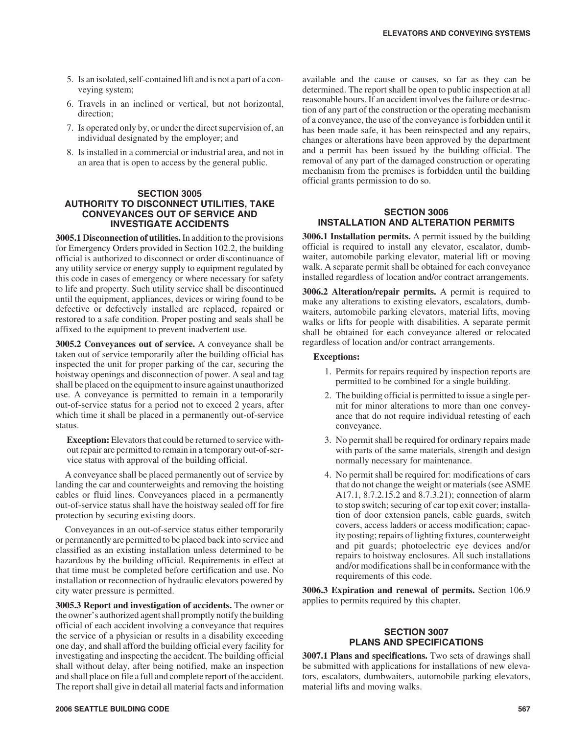5. Is an isolated, self-contained lift and is not a part of a conveying system;
6. Travels in an inclined or vertical, but not horizontal, direction;
7. Is operated only by, or under the direct supervision of, an individual designated by the employer; and
8. Is installed in a commercial or industrial area, and not in an area that is open to access by the general public.

## SECTION 3005 AUTHORITY TO DISCONNECT UTILITIES, TAKE CONVEYANCES OUT OF SERVICE AND INVESTIGATE ACCIDENTS

**3005.1 Disconnection of utilities.** In addition to the provisions for Emergency Orders provided in Section 102.2, the building official is authorized to disconnect or order discontinuance of any utility service or energy supply to equipment regulated by this code in cases of emergency or where necessary for safety to life and property. Such utility service shall be discontinued until the equipment, appliances, devices or wiring found to be defective or defectively installed are replaced, repaired or restored to a safe condition. Proper posting and seals shall be affixed to the equipment to prevent inadvertent use.

**3005.2 Conveyances out of service.** A conveyance shall be taken out of service temporarily after the building official has inspected the unit for proper parking of the car, securing the hoistway openings and disconnection of power. A seal and tag shall be placed on the equipment to insure against unauthorized use. A conveyance is permitted to remain in a temporarily out-of-service status for a period not to exceed 2 years, after which time it shall be placed in a permanently out-of-service status.

**Exception:** Elevators that could be returned to service without repair are permitted to remain in a temporary out-of-service status with approval of the building official.

A conveyance shall be placed permanently out of service by landing the car and counterweights and removing the hoisting cables or fluid lines. Conveyances placed in a permanently out-of-service status shall have the hoistway sealed off for fire protection by securing existing doors.

Conveyances in an out-of-service status either temporarily or permanently are permitted to be placed back into service and classified as an existing installation unless determined to be hazardous by the building official. Requirements in effect at that time must be completed before certification and use. No installation or reconnection of hydraulic elevators powered by city water pressure is permitted.

**3005.3 Report and investigation of accidents.** The owner or the owner's authorized agent shall promptly notify the building official of each accident involving a conveyance that requires the service of a physician or results in a disability exceeding one day, and shall afford the building official every facility for investigating and inspecting the accident. The building official shall without delay, after being notified, make an inspection and shall place on file a full and complete report of the accident. The report shall give in detail all material facts and information available and the cause or causes, so far as they can be determined. The report shall be open to public inspection at all reasonable hours. If an accident involves the failure or destruction of any part of the construction or the operating mechanism of a conveyance, the use of the conveyance is forbidden until it has been made safe, it has been reinspected and any repairs, changes or alterations have been approved by the department and a permit has been issued by the building official. The removal of any part of the damaged construction or operating mechanism from the premises is forbidden until the building official grants permission to do so.

## SECTION 3006 INSTALLATION AND ALTERATION PERMITS

**3006.1 Installation permits.** A permit issued by the building official is required to install any elevator, escalator, dumbwaiter, automobile parking elevator, material lift or moving walk. A separate permit shall be obtained for each conveyance installed regardless of location and/or contract arrangements.

**3006.2 Alteration/repair permits.** A permit is required to make any alterations to existing elevators, escalators, dumbwaiters, automobile parking elevators, material lifts, moving walks or lifts for people with disabilities. A separate permit shall be obtained for each conveyance altered or relocated regardless of location and/or contract arrangements.

**Exceptions:**

1. Permits for repairs required by inspection reports are permitted to be combined for a single building.
2. The building official is permitted to issue a single permit for minor alterations to more than one conveyance that do not require individual retesting of each conveyance.
3. No permit shall be required for ordinary repairs made with parts of the same materials, strength and design normally necessary for maintenance.
4. No permit shall be required for: modifications of cars that do not change the weight or materials (see ASME A17.1, 8.7.2.15.2 and 8.7.3.21); connection of alarm to stop switch; securing of car top exit cover; installation of door extension panels, cable guards, switch covers, access ladders or access modification; capacity posting; repairs of lighting fixtures, counterweight and pit guards; photoelectric eye devices and/or repairs to hoistway enclosures. All such installations and/or modifications shall be in conformance with the requirements of this code.

**3006.3 Expiration and renewal of permits.** Section 106.9 applies to permits required by this chapter.

## SECTION 3007 PLANS AND SPECIFICATIONS

**3007.1 Plans and specifications.** Two sets of drawings shall be submitted with applications for installations of new elevators, escalators, dumbwaiters, automobile parking elevators, material lifts and moving walks.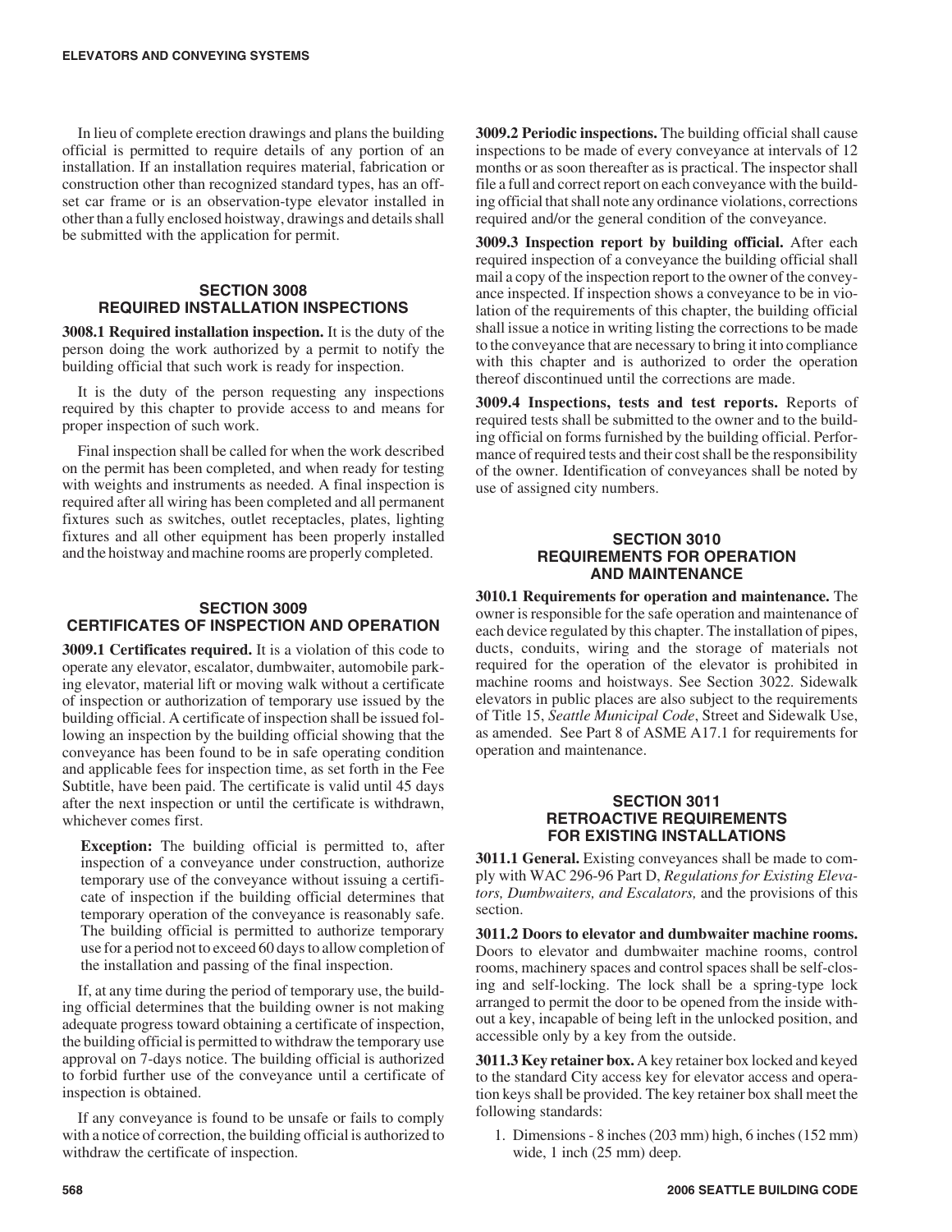In lieu of complete erection drawings and plans the building official is permitted to require details of any portion of an installation. If an installation requires material, fabrication or construction other than recognized standard types, has an offset car frame or is an observation-type elevator installed in other than a fully enclosed hoistway, drawings and details shall be submitted with the application for permit.

## SECTION 3008
## REQUIRED INSTALLATION INSPECTIONS

**3008.1 Required installation inspection.** It is the duty of the person doing the work authorized by a permit to notify the building official that such work is ready for inspection.

It is the duty of the person requesting any inspections required by this chapter to provide access to and means for proper inspection of such work.

Final inspection shall be called for when the work described on the permit has been completed, and when ready for testing with weights and instruments as needed. A final inspection is required after all wiring has been completed and all permanent fixtures such as switches, outlet receptacles, plates, lighting fixtures and all other equipment has been properly installed and the hoistway and machine rooms are properly completed.

## SECTION 3009
## CERTIFICATES OF INSPECTION AND OPERATION

**3009.1 Certificates required.** It is a violation of this code to operate any elevator, escalator, dumbwaiter, automobile parking elevator, material lift or moving walk without a certificate of inspection or authorization of temporary use issued by the building official. A certificate of inspection shall be issued following an inspection by the building official showing that the conveyance has been found to be in safe operating condition and applicable fees for inspection time, as set forth in the Fee Subtitle, have been paid. The certificate is valid until 45 days after the next inspection or until the certificate is withdrawn, whichever comes first.

> **Exception:** The building official is permitted to, after inspection of a conveyance under construction, authorize temporary use of the conveyance without issuing a certificate of inspection if the building official determines that temporary operation of the conveyance is reasonably safe. The building official is permitted to authorize temporary use for a period not to exceed 60 days to allow completion of the installation and passing of the final inspection.

If, at any time during the period of temporary use, the building official determines that the building owner is not making adequate progress toward obtaining a certificate of inspection, the building official is permitted to withdraw the temporary use approval on 7-days notice. The building official is authorized to forbid further use of the conveyance until a certificate of inspection is obtained.

If any conveyance is found to be unsafe or fails to comply with a notice of correction, the building official is authorized to withdraw the certificate of inspection.

**3009.2 Periodic inspections.** The building official shall cause inspections to be made of every conveyance at intervals of 12 months or as soon thereafter as is practical. The inspector shall file a full and correct report on each conveyance with the building official that shall note any ordinance violations, corrections required and/or the general condition of the conveyance.

**3009.3 Inspection report by building official.** After each required inspection of a conveyance the building official shall mail a copy of the inspection report to the owner of the conveyance inspected. If inspection shows a conveyance to be in violation of the requirements of this chapter, the building official shall issue a notice in writing listing the corrections to be made to the conveyance that are necessary to bring it into compliance with this chapter and is authorized to order the operation thereof discontinued until the corrections are made.

**3009.4 Inspections, tests and test reports.** Reports of required tests shall be submitted to the owner and to the building official on forms furnished by the building official. Performance of required tests and their cost shall be the responsibility of the owner. Identification of conveyances shall be noted by use of assigned city numbers.

## SECTION 3010
## REQUIREMENTS FOR OPERATION AND MAINTENANCE

**3010.1 Requirements for operation and maintenance.** The owner is responsible for the safe operation and maintenance of each device regulated by this chapter. The installation of pipes, ducts, conduits, wiring and the storage of materials not required for the operation of the elevator is prohibited in machine rooms and hoistways. See Section 3022. Sidewalk elevators in public places are also subject to the requirements of Title 15, *Seattle Municipal Code*, Street and Sidewalk Use, as amended. See Part 8 of ASME A17.1 for requirements for operation and maintenance.

## SECTION 3011
## RETROACTIVE REQUIREMENTS FOR EXISTING INSTALLATIONS

**3011.1 General.** Existing conveyances shall be made to comply with WAC 296-96 Part D, *Regulations for Existing Elevators, Dumbwaiters, and Escalators,* and the provisions of this section.

**3011.2 Doors to elevator and dumbwaiter machine rooms.** Doors to elevator and dumbwaiter machine rooms, control rooms, machinery spaces and control spaces shall be self-closing and self-locking. The lock shall be a spring-type lock arranged to permit the door to be opened from the inside without a key, incapable of being left in the unlocked position, and accessible only by a key from the outside.

**3011.3 Key retainer box.** A key retainer box locked and keyed to the standard City access key for elevator access and operation keys shall be provided. The key retainer box shall meet the following standards:

1. Dimensions - 8 inches (203 mm) high, 6 inches (152 mm) wide, 1 inch (25 mm) deep.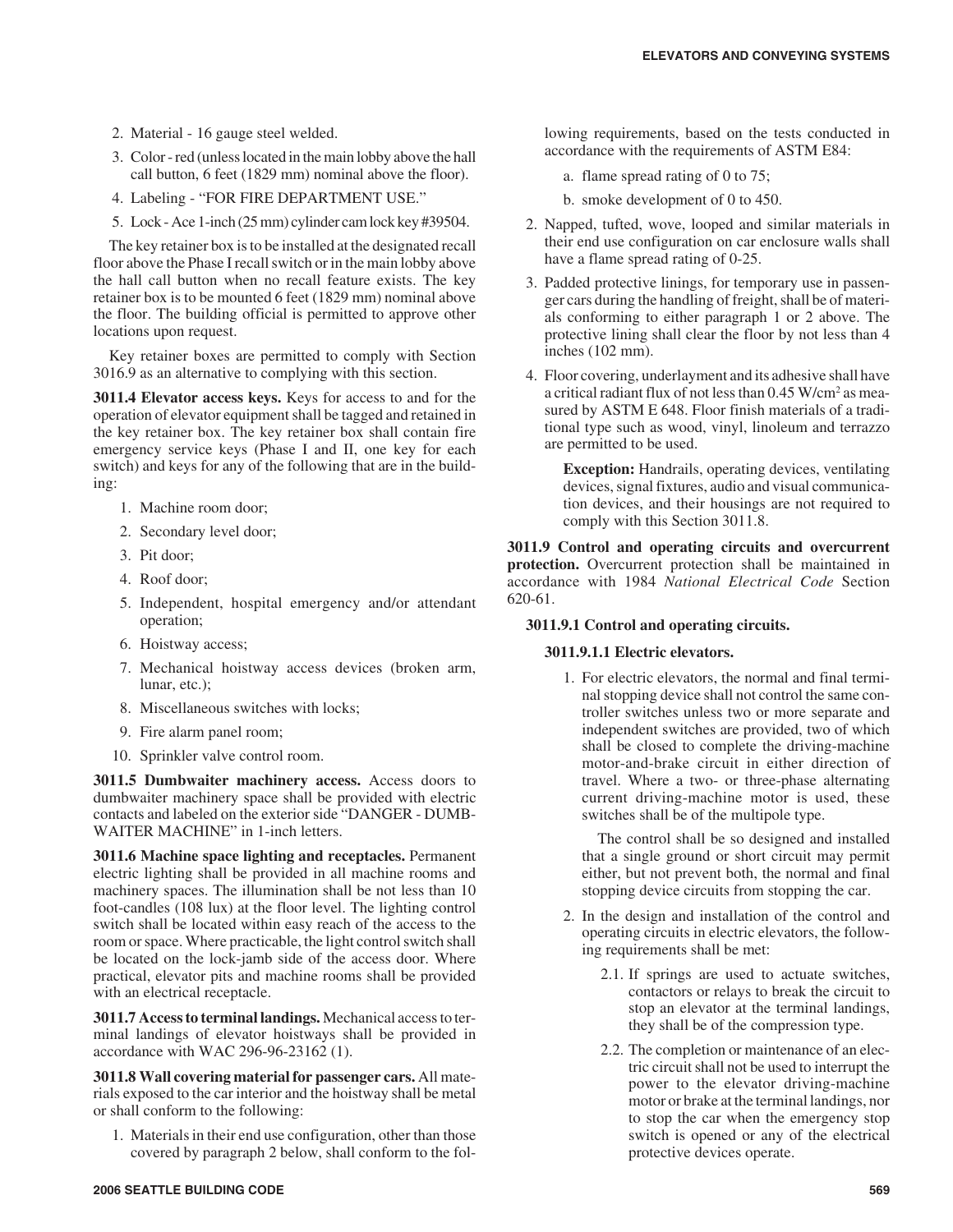2. Material - 16 gauge steel welded.
3. Color - red (unless located in the main lobby above the hall call button, 6 feet (1829 mm) nominal above the floor).
4. Labeling - "FOR FIRE DEPARTMENT USE."
5. Lock - Ace 1-inch (25 mm) cylinder cam lock key #39504.

The key retainer box is to be installed at the designated recall floor above the Phase I recall switch or in the main lobby above the hall call button when no recall feature exists. The key retainer box is to be mounted 6 feet (1829 mm) nominal above the floor. The building official is permitted to approve other locations upon request.

Key retainer boxes are permitted to comply with Section 3016.9 as an alternative to complying with this section.

**3011.4 Elevator access keys.** Keys for access to and for the operation of elevator equipment shall be tagged and retained in the key retainer box. The key retainer box shall contain fire emergency service keys (Phase I and II, one key for each switch) and keys for any of the following that are in the building:

1. Machine room door;
2. Secondary level door;
3. Pit door;
4. Roof door;
5. Independent, hospital emergency and/or attendant operation;
6. Hoistway access;
7. Mechanical hoistway access devices (broken arm, lunar, etc.);
8. Miscellaneous switches with locks;
9. Fire alarm panel room;
10. Sprinkler valve control room.

**3011.5 Dumbwaiter machinery access.** Access doors to dumbwaiter machinery space shall be provided with electric contacts and labeled on the exterior side "DANGER - DUMBWAITER MACHINE" in 1-inch letters.

**3011.6 Machine space lighting and receptacles.** Permanent electric lighting shall be provided in all machine rooms and machinery spaces. The illumination shall be not less than 10 foot-candles (108 lux) at the floor level. The lighting control switch shall be located within easy reach of the access to the room or space. Where practicable, the light control switch shall be located on the lock-jamb side of the access door. Where practical, elevator pits and machine rooms shall be provided with an electrical receptacle.

**3011.7 Access to terminal landings.** Mechanical access to terminal landings of elevator hoistways shall be provided in accordance with WAC 296-96-23162 (1).

**3011.8 Wall covering material for passenger cars.** All materials exposed to the car interior and the hoistway shall be metal or shall conform to the following:

1. Materials in their end use configuration, other than those covered by paragraph 2 below, shall conform to the following requirements, based on the tests conducted in accordance with the requirements of ASTM E84:
   a. flame spread rating of 0 to 75;
   b. smoke development of 0 to 450.
2. Napped, tufted, wove, looped and similar materials in their end use configuration on car enclosure walls shall have a flame spread rating of 0-25.
3. Padded protective linings, for temporary use in passenger cars during the handling of freight, shall be of materials conforming to either paragraph 1 or 2 above. The protective lining shall clear the floor by not less than 4 inches (102 mm).
4. Floor covering, underlayment and its adhesive shall have a critical radiant flux of not less than 0.45 W/cm$^2$ as measured by ASTM E 648. Floor finish materials of a traditional type such as wood, vinyl, linoleum and terrazzo are permitted to be used.

   **Exception:** Handrails, operating devices, ventilating devices, signal fixtures, audio and visual communication devices, and their housings are not required to comply with this Section 3011.8.

**3011.9 Control and operating circuits and overcurrent protection.** Overcurrent protection shall be maintained in accordance with 1984 *National Electrical Code* Section 620-61.

**3011.9.1 Control and operating circuits.**

**3011.9.1.1 Electric elevators.**

1. For electric elevators, the normal and final terminal stopping device shall not control the same controller switches unless two or more separate and independent switches are provided, two of which shall be closed to complete the driving-machine motor-and-brake circuit in either direction of travel. Where a two- or three-phase alternating current driving-machine motor is used, these switches shall be of the multipole type.

   The control shall be so designed and installed that a single ground or short circuit may permit either, but not prevent both, the normal and final stopping device circuits from stopping the car.

2. In the design and installation of the control and operating circuits in electric elevators, the following requirements shall be met:
   2.1. If springs are used to actuate switches, contactors or relays to break the circuit to stop an elevator at the terminal landings, they shall be of the compression type.
   2.2. The completion or maintenance of an electric circuit shall not be used to interrupt the power to the elevator driving-machine motor or brake at the terminal landings, nor to stop the car when the emergency stop switch is opened or any of the electrical protective devices operate.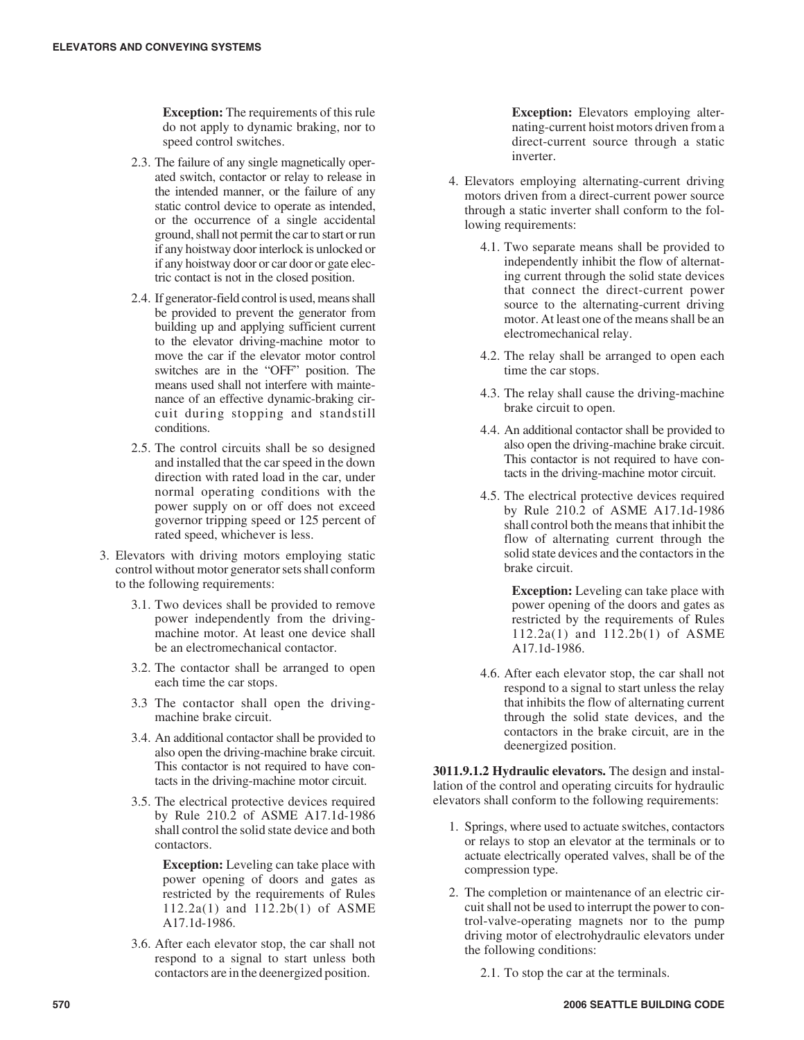**Exception:** The requirements of this rule do not apply to dynamic braking, nor to speed control switches.

2.3. The failure of any single magnetically operated switch, contactor or relay to release in the intended manner, or the failure of any static control device to operate as intended, or the occurrence of a single accidental ground, shall not permit the car to start or run if any hoistway door interlock is unlocked or if any hoistway door or car door or gate electric contact is not in the closed position.

2.4. If generator-field control is used, means shall be provided to prevent the generator from building up and applying sufficient current to the elevator driving-machine motor to move the car if the elevator motor control switches are in the "OFF" position. The means used shall not interfere with maintenance of an effective dynamic-braking circuit during stopping and standstill conditions.

2.5. The control circuits shall be so designed and installed that the car speed in the down direction with rated load in the car, under normal operating conditions with the power supply on or off does not exceed governor tripping speed or 125 percent of rated speed, whichever is less.

3. Elevators with driving motors employing static control without motor generator sets shall conform to the following requirements:

3.1. Two devices shall be provided to remove power independently from the driving-machine motor. At least one device shall be an electromechanical contactor.

3.2. The contactor shall be arranged to open each time the car stops.

3.3 The contactor shall open the driving-machine brake circuit.

3.4. An additional contactor shall be provided to also open the driving-machine brake circuit. This contactor is not required to have contacts in the driving-machine motor circuit.

3.5. The electrical protective devices required by Rule 210.2 of ASME A17.1d-1986 shall control the solid state device and both contactors.

**Exception:** Leveling can take place with power opening of doors and gates as restricted by the requirements of Rules 112.2a(1) and 112.2b(1) of ASME A17.1d-1986.

3.6. After each elevator stop, the car shall not respond to a signal to start unless both contactors are in the deenergized position.

**Exception:** Elevators employing alternating-current hoist motors driven from a direct-current source through a static inverter.

4. Elevators employing alternating-current driving motors driven from a direct-current power source through a static inverter shall conform to the following requirements:

4.1. Two separate means shall be provided to independently inhibit the flow of alternating current through the solid state devices that connect the direct-current power source to the alternating-current driving motor. At least one of the means shall be an electromechanical relay.

4.2. The relay shall be arranged to open each time the car stops.

4.3. The relay shall cause the driving-machine brake circuit to open.

4.4. An additional contactor shall be provided to also open the driving-machine brake circuit. This contactor is not required to have contacts in the driving-machine motor circuit.

4.5. The electrical protective devices required by Rule 210.2 of ASME A17.1d-1986 shall control both the means that inhibit the flow of alternating current through the solid state devices and the contactors in the brake circuit.

**Exception:** Leveling can take place with power opening of the doors and gates as restricted by the requirements of Rules 112.2a(1) and 112.2b(1) of ASME A17.1d-1986.

4.6. After each elevator stop, the car shall not respond to a signal to start unless the relay that inhibits the flow of alternating current through the solid state devices, and the contactors in the brake circuit, are in the deenergized position.

**3011.9.1.2 Hydraulic elevators.** The design and installation of the control and operating circuits for hydraulic elevators shall conform to the following requirements:

1. Springs, where used to actuate switches, contactors or relays to stop an elevator at the terminals or to actuate electrically operated valves, shall be of the compression type.

2. The completion or maintenance of an electric circuit shall not be used to interrupt the power to control-valve-operating magnets nor to the pump driving motor of electrohydraulic elevators under the following conditions:

2.1. To stop the car at the terminals.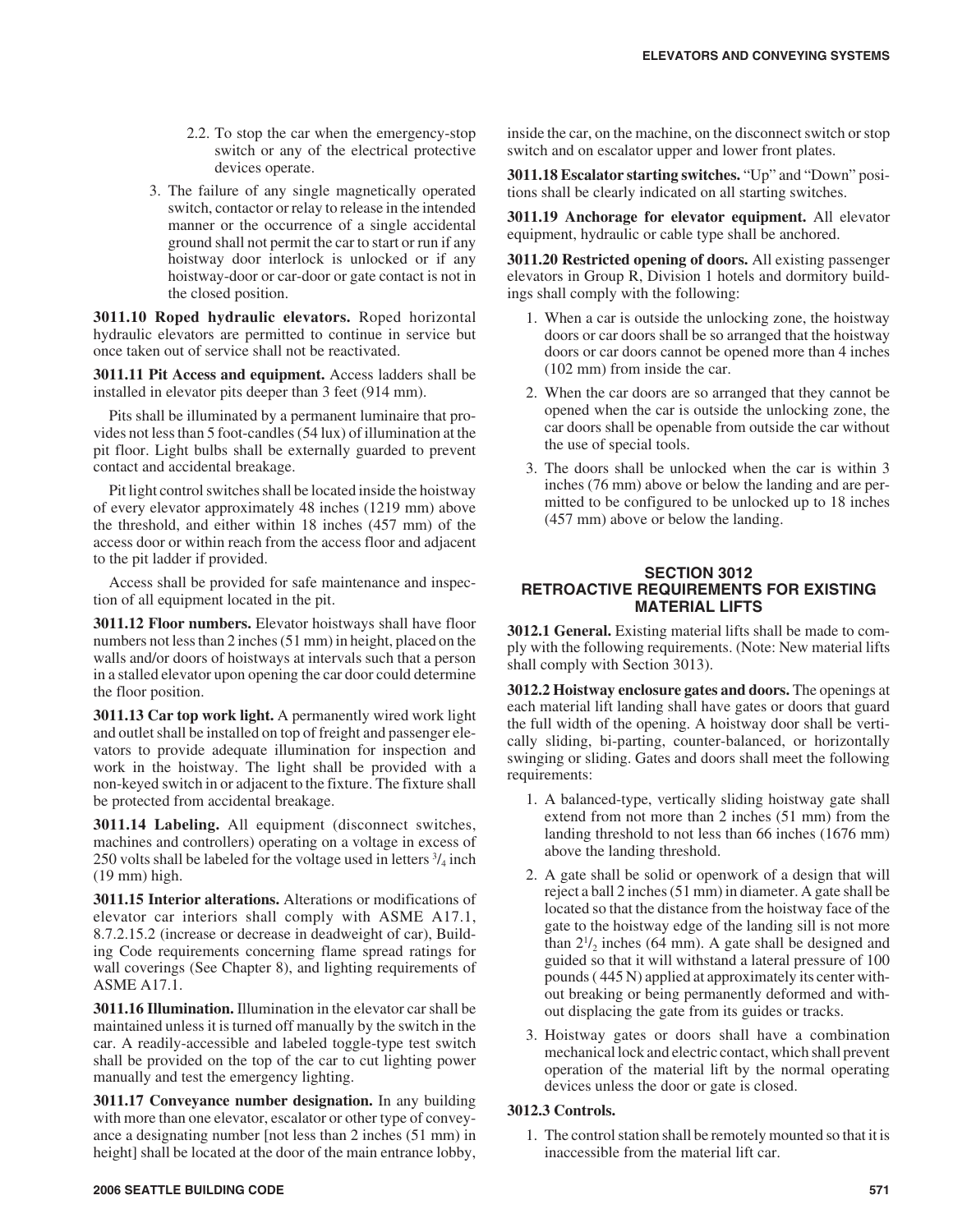2.2. To stop the car when the emergency-stop switch or any of the electrical protective devices operate.

3. The failure of any single magnetically operated switch, contactor or relay to release in the intended manner or the occurrence of a single accidental ground shall not permit the car to start or run if any hoistway door interlock is unlocked or if any hoistway-door or car-door or gate contact is not in the closed position.

**3011.10 Roped hydraulic elevators.** Roped horizontal hydraulic elevators are permitted to continue in service but once taken out of service shall not be reactivated.

**3011.11 Pit Access and equipment.** Access ladders shall be installed in elevator pits deeper than 3 feet (914 mm).

Pits shall be illuminated by a permanent luminaire that provides not less than 5 foot-candles (54 lux) of illumination at the pit floor. Light bulbs shall be externally guarded to prevent contact and accidental breakage.

Pit light control switches shall be located inside the hoistway of every elevator approximately 48 inches (1219 mm) above the threshold, and either within 18 inches (457 mm) of the access door or within reach from the access floor and adjacent to the pit ladder if provided.

Access shall be provided for safe maintenance and inspection of all equipment located in the pit.

**3011.12 Floor numbers.** Elevator hoistways shall have floor numbers not less than 2 inches (51 mm) in height, placed on the walls and/or doors of hoistways at intervals such that a person in a stalled elevator upon opening the car door could determine the floor position.

**3011.13 Car top work light.** A permanently wired work light and outlet shall be installed on top of freight and passenger elevators to provide adequate illumination for inspection and work in the hoistway. The light shall be provided with a non-keyed switch in or adjacent to the fixture. The fixture shall be protected from accidental breakage.

**3011.14 Labeling.** All equipment (disconnect switches, machines and controllers) operating on a voltage in excess of 250 volts shall be labeled for the voltage used in letters $^3/_4$ inch (19 mm) high.

**3011.15 Interior alterations.** Alterations or modifications of elevator car interiors shall comply with ASME A17.1, 8.7.2.15.2 (increase or decrease in deadweight of car), Building Code requirements concerning flame spread ratings for wall coverings (See Chapter 8), and lighting requirements of ASME A17.1.

**3011.16 Illumination.** Illumination in the elevator car shall be maintained unless it is turned off manually by the switch in the car. A readily-accessible and labeled toggle-type test switch shall be provided on the top of the car to cut lighting power manually and test the emergency lighting.

**3011.17 Conveyance number designation.** In any building with more than one elevator, escalator or other type of conveyance a designating number [not less than 2 inches (51 mm) in height] shall be located at the door of the main entrance lobby, inside the car, on the machine, on the disconnect switch or stop switch and on escalator upper and lower front plates.

**3011.18 Escalator starting switches.** "Up" and "Down" positions shall be clearly indicated on all starting switches.

**3011.19 Anchorage for elevator equipment.** All elevator equipment, hydraulic or cable type shall be anchored.

**3011.20 Restricted opening of doors.** All existing passenger elevators in Group R, Division 1 hotels and dormitory buildings shall comply with the following:

1. When a car is outside the unlocking zone, the hoistway doors or car doors shall be so arranged that the hoistway doors or car doors cannot be opened more than 4 inches (102 mm) from inside the car.
2. When the car doors are so arranged that they cannot be opened when the car is outside the unlocking zone, the car doors shall be openable from outside the car without the use of special tools.
3. The doors shall be unlocked when the car is within 3 inches (76 mm) above or below the landing and are permitted to be configured to be unlocked up to 18 inches (457 mm) above or below the landing.

## SECTION 3012
## RETROACTIVE REQUIREMENTS FOR EXISTING MATERIAL LIFTS

**3012.1 General.** Existing material lifts shall be made to comply with the following requirements. (Note: New material lifts shall comply with Section 3013).

**3012.2 Hoistway enclosure gates and doors.** The openings at each material lift landing shall have gates or doors that guard the full width of the opening. A hoistway door shall be vertically sliding, bi-parting, counter-balanced, or horizontally swinging or sliding. Gates and doors shall meet the following requirements:

1. A balanced-type, vertically sliding hoistway gate shall extend from not more than 2 inches (51 mm) from the landing threshold to not less than 66 inches (1676 mm) above the landing threshold.
2. A gate shall be solid or openwork of a design that will reject a ball 2 inches (51 mm) in diameter. A gate shall be located so that the distance from the hoistway face of the gate to the hoistway edge of the landing sill is not more than $2^1/_2$ inches (64 mm). A gate shall be designed and guided so that it will withstand a lateral pressure of 100 pounds ( 445 N) applied at approximately its center without breaking or being permanently deformed and without displacing the gate from its guides or tracks.
3. Hoistway gates or doors shall have a combination mechanical lock and electric contact, which shall prevent operation of the material lift by the normal operating devices unless the door or gate is closed.

**3012.3 Controls.**

1. The control station shall be remotely mounted so that it is inaccessible from the material lift car.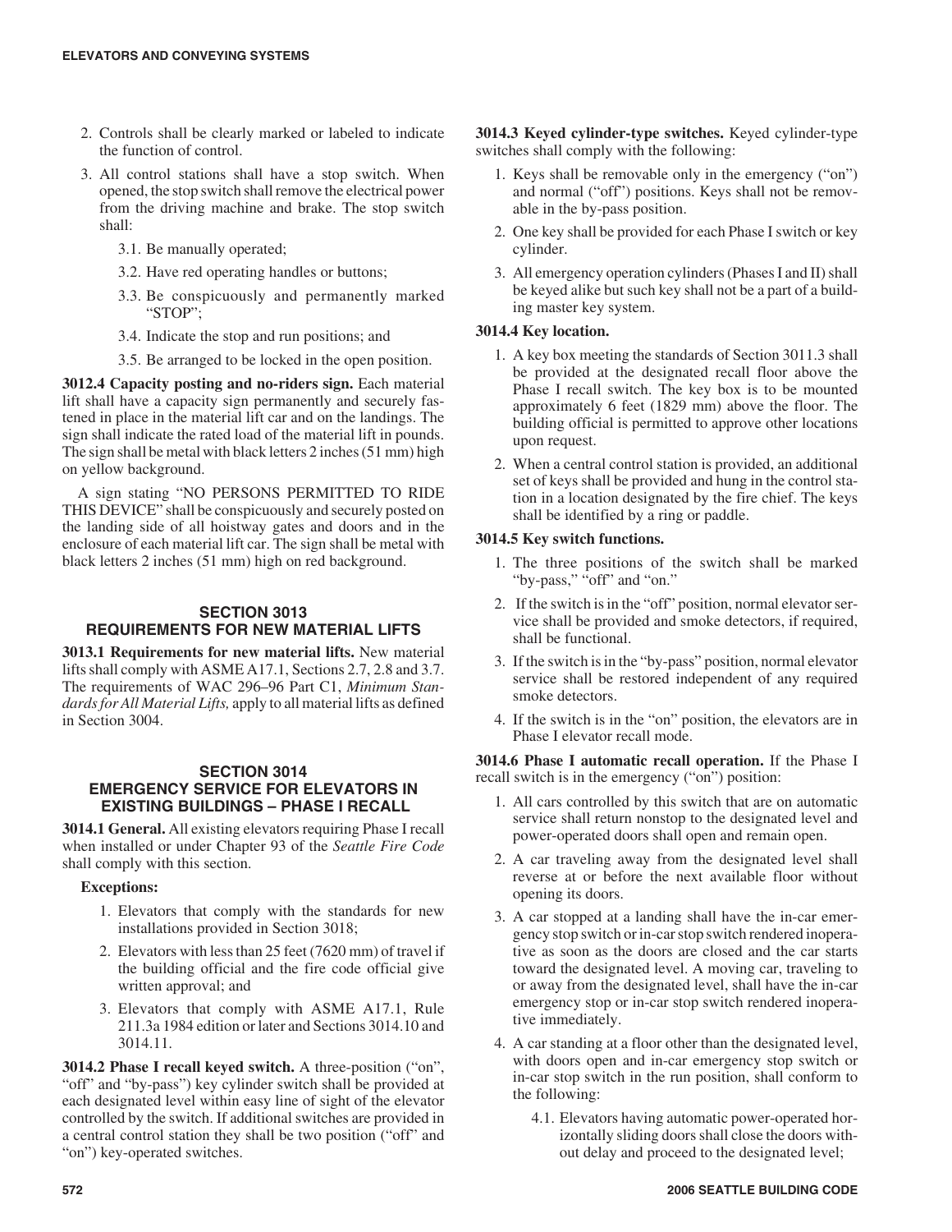2. Controls shall be clearly marked or labeled to indicate the function of control.

3. All control stations shall have a stop switch. When opened, the stop switch shall remove the electrical power from the driving machine and brake. The stop switch shall:

   3.1. Be manually operated;

   3.2. Have red operating handles or buttons;

   3.3. Be conspicuously and permanently marked "STOP";

   3.4. Indicate the stop and run positions; and

   3.5. Be arranged to be locked in the open position.

**3012.4 Capacity posting and no-riders sign.** Each material lift shall have a capacity sign permanently and securely fastened in place in the material lift car and on the landings. The sign shall indicate the rated load of the material lift in pounds. The sign shall be metal with black letters 2 inches (51 mm) high on yellow background.

A sign stating "NO PERSONS PERMITTED TO RIDE THIS DEVICE" shall be conspicuously and securely posted on the landing side of all hoistway gates and doors and in the enclosure of each material lift car. The sign shall be metal with black letters 2 inches (51 mm) high on red background.

## SECTION 3013 REQUIREMENTS FOR NEW MATERIAL LIFTS

**3013.1 Requirements for new material lifts.** New material lifts shall comply with ASME A17.1, Sections 2.7, 2.8 and 3.7. The requirements of WAC 296–96 Part C1, *Minimum Standards for All Material Lifts,* apply to all material lifts as defined in Section 3004.

## SECTION 3014 EMERGENCY SERVICE FOR ELEVATORS IN EXISTING BUILDINGS – PHASE I RECALL

**3014.1 General.** All existing elevators requiring Phase I recall when installed or under Chapter 93 of the *Seattle Fire Code* shall comply with this section.

**Exceptions:**

1. Elevators that comply with the standards for new installations provided in Section 3018;
2. Elevators with less than 25 feet (7620 mm) of travel if the building official and the fire code official give written approval; and
3. Elevators that comply with ASME A17.1, Rule 211.3a 1984 edition or later and Sections 3014.10 and 3014.11.

**3014.2 Phase I recall keyed switch.** A three-position ("on", "off" and "by-pass") key cylinder switch shall be provided at each designated level within easy line of sight of the elevator controlled by the switch. If additional switches are provided in a central control station they shall be two position ("off" and "on") key-operated switches.

**3014.3 Keyed cylinder-type switches.** Keyed cylinder-type switches shall comply with the following:

1. Keys shall be removable only in the emergency ("on") and normal ("off") positions. Keys shall not be removable in the by-pass position.
2. One key shall be provided for each Phase I switch or key cylinder.
3. All emergency operation cylinders (Phases I and II) shall be keyed alike but such key shall not be a part of a building master key system.

**3014.4 Key location.**

1. A key box meeting the standards of Section 3011.3 shall be provided at the designated recall floor above the Phase I recall switch. The key box is to be mounted approximately 6 feet (1829 mm) above the floor. The building official is permitted to approve other locations upon request.
2. When a central control station is provided, an additional set of keys shall be provided and hung in the control station in a location designated by the fire chief. The keys shall be identified by a ring or paddle.

**3014.5 Key switch functions.**

1. The three positions of the switch shall be marked "by-pass," "off" and "on."
2. If the switch is in the "off" position, normal elevator service shall be provided and smoke detectors, if required, shall be functional.
3. If the switch is in the "by-pass" position, normal elevator service shall be restored independent of any required smoke detectors.
4. If the switch is in the "on" position, the elevators are in Phase I elevator recall mode.

**3014.6 Phase I automatic recall operation.** If the Phase I recall switch is in the emergency ("on") position:

1. All cars controlled by this switch that are on automatic service shall return nonstop to the designated level and power-operated doors shall open and remain open.
2. A car traveling away from the designated level shall reverse at or before the next available floor without opening its doors.
3. A car stopped at a landing shall have the in-car emergency stop switch or in-car stop switch rendered inoperative as soon as the doors are closed and the car starts toward the designated level. A moving car, traveling to or away from the designated level, shall have the in-car emergency stop or in-car stop switch rendered inoperative immediately.
4. A car standing at a floor other than the designated level, with doors open and in-car emergency stop switch or in-car stop switch in the run position, shall conform to the following:

   4.1. Elevators having automatic power-operated horizontally sliding doors shall close the doors without delay and proceed to the designated level;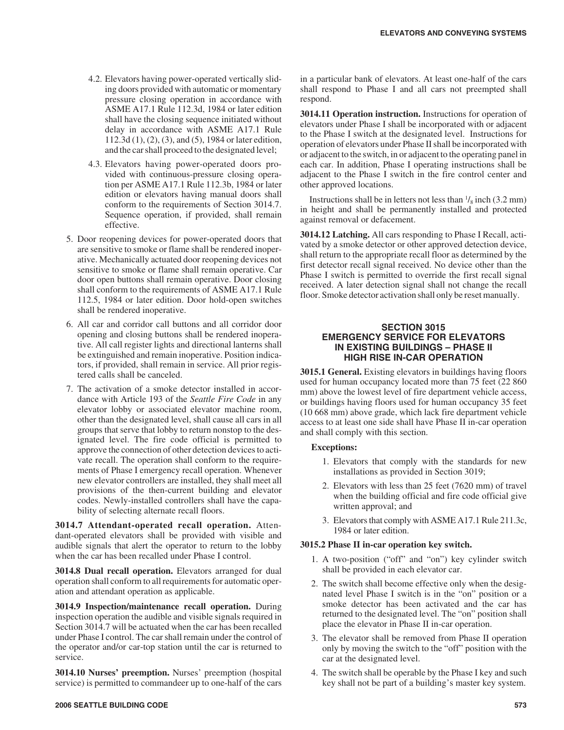4.2. Elevators having power-operated vertically sliding doors provided with automatic or momentary pressure closing operation in accordance with ASME A17.1 Rule 112.3d, 1984 or later edition shall have the closing sequence initiated without delay in accordance with ASME A17.1 Rule 112.3d (1), (2), (3), and (5), 1984 or later edition, and the car shall proceed to the designated level;

4.3. Elevators having power-operated doors provided with continuous-pressure closing operation per ASME A17.1 Rule 112.3b, 1984 or later edition or elevators having manual doors shall conform to the requirements of Section 3014.7. Sequence operation, if provided, shall remain effective.

5. Door reopening devices for power-operated doors that are sensitive to smoke or flame shall be rendered inoperative. Mechanically actuated door reopening devices not sensitive to smoke or flame shall remain operative. Car door open buttons shall remain operative. Door closing shall conform to the requirements of ASME A17.1 Rule 112.5, 1984 or later edition. Door hold-open switches shall be rendered inoperative.

6. All car and corridor call buttons and all corridor door opening and closing buttons shall be rendered inoperative. All call register lights and directional lanterns shall be extinguished and remain inoperative. Position indicators, if provided, shall remain in service. All prior registered calls shall be canceled.

7. The activation of a smoke detector installed in accordance with Article 193 of the *Seattle Fire Code* in any elevator lobby or associated elevator machine room, other than the designated level, shall cause all cars in all groups that serve that lobby to return nonstop to the designated level. The fire code official is permitted to approve the connection of other detection devices to activate recall. The operation shall conform to the requirements of Phase I emergency recall operation. Whenever new elevator controllers are installed, they shall meet all provisions of the then-current building and elevator codes. Newly-installed controllers shall have the capability of selecting alternate recall floors.

**3014.7 Attendant-operated recall operation.** Attendant-operated elevators shall be provided with visible and audible signals that alert the operator to return to the lobby when the car has been recalled under Phase I control.

**3014.8 Dual recall operation.** Elevators arranged for dual operation shall conform to all requirements for automatic operation and attendant operation as applicable.

**3014.9 Inspection/maintenance recall operation.** During inspection operation the audible and visible signals required in Section 3014.7 will be actuated when the car has been recalled under Phase I control. The car shall remain under the control of the operator and/or car-top station until the car is returned to service.

**3014.10 Nurses' preemption.** Nurses' preemption (hospital service) is permitted to commandeer up to one-half of the cars in a particular bank of elevators. At least one-half of the cars shall respond to Phase I and all cars not preempted shall respond.

**3014.11 Operation instruction.** Instructions for operation of elevators under Phase I shall be incorporated with or adjacent to the Phase I switch at the designated level. Instructions for operation of elevators under Phase II shall be incorporated with or adjacent to the switch, in or adjacent to the operating panel in each car. In addition, Phase I operating instructions shall be adjacent to the Phase I switch in the fire control center and other approved locations.

Instructions shall be in letters not less than $^{1}/_{8}$ inch (3.2 mm) in height and shall be permanently installed and protected against removal or defacement.

**3014.12 Latching.** All cars responding to Phase I Recall, activated by a smoke detector or other approved detection device, shall return to the appropriate recall floor as determined by the first detector recall signal received. No device other than the Phase I switch is permitted to override the first recall signal received. A later detection signal shall not change the recall floor. Smoke detector activation shall only be reset manually.

## SECTION 3015 EMERGENCY SERVICE FOR ELEVATORS IN EXISTING BUILDINGS – PHASE II HIGH RISE IN-CAR OPERATION

**3015.1 General.** Existing elevators in buildings having floors used for human occupancy located more than 75 feet (22 860 mm) above the lowest level of fire department vehicle access, or buildings having floors used for human occupancy 35 feet (10 668 mm) above grade, which lack fire department vehicle access to at least one side shall have Phase II in-car operation and shall comply with this section.

**Exceptions:**

1. Elevators that comply with the standards for new installations as provided in Section 3019;
2. Elevators with less than 25 feet (7620 mm) of travel when the building official and fire code official give written approval; and
3. Elevators that comply with ASME A17.1 Rule 211.3c, 1984 or later edition.

**3015.2 Phase II in-car operation key switch.**

1. A two-position ("off" and "on") key cylinder switch shall be provided in each elevator car.
2. The switch shall become effective only when the designated level Phase I switch is in the "on" position or a smoke detector has been activated and the car has returned to the designated level. The "on" position shall place the elevator in Phase II in-car operation.
3. The elevator shall be removed from Phase II operation only by moving the switch to the "off" position with the car at the designated level.
4. The switch shall be operable by the Phase I key and such key shall not be part of a building's master key system.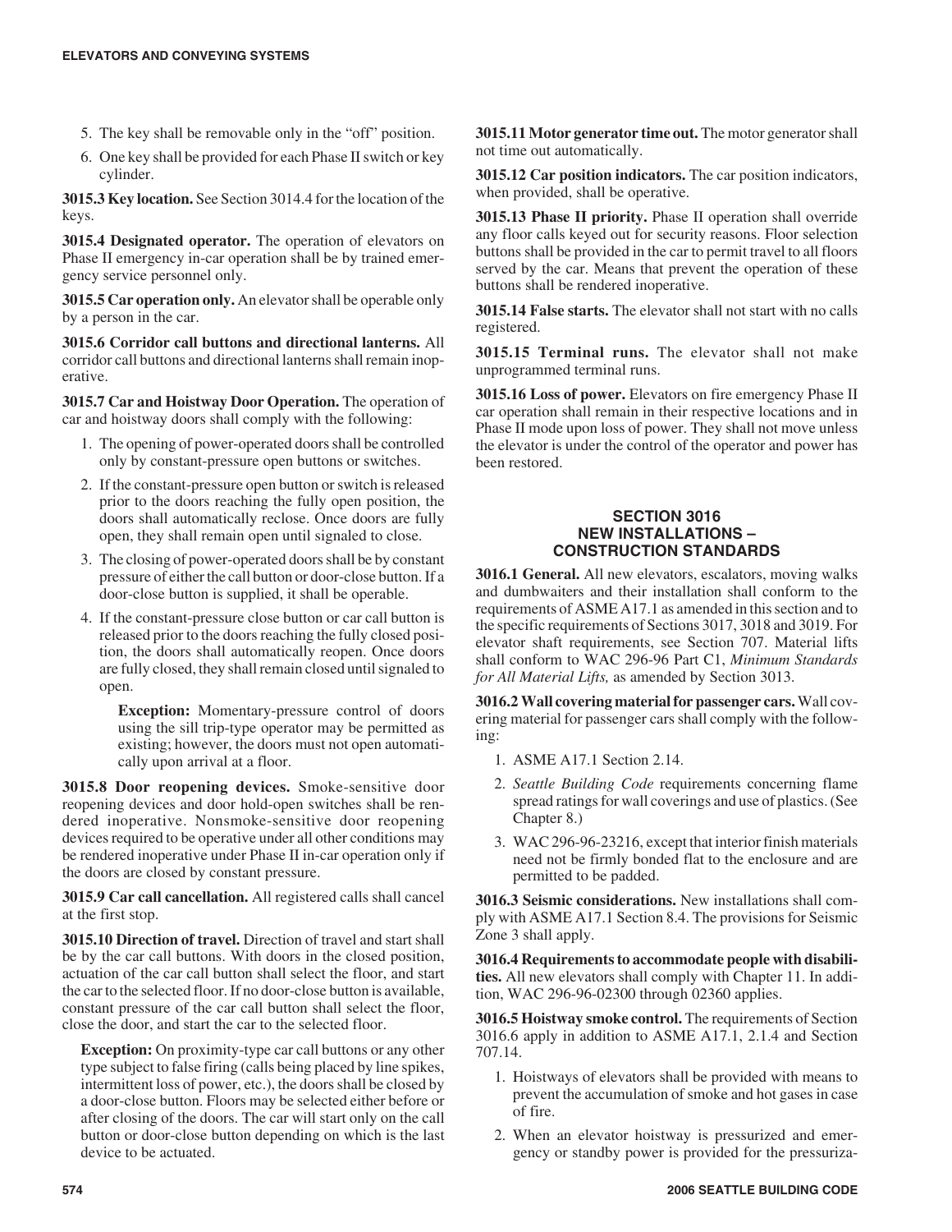5. The key shall be removable only in the "off" position.
6. One key shall be provided for each Phase II switch or key cylinder.

**3015.3 Key location.** See Section 3014.4 for the location of the keys.

**3015.4 Designated operator.** The operation of elevators on Phase II emergency in-car operation shall be by trained emergency service personnel only.

**3015.5 Car operation only.** An elevator shall be operable only by a person in the car.

**3015.6 Corridor call buttons and directional lanterns.** All corridor call buttons and directional lanterns shall remain inoperative.

**3015.7 Car and Hoistway Door Operation.** The operation of car and hoistway doors shall comply with the following:

1. The opening of power-operated doors shall be controlled only by constant-pressure open buttons or switches.
2. If the constant-pressure open button or switch is released prior to the doors reaching the fully open position, the doors shall automatically reclose. Once doors are fully open, they shall remain open until signaled to close.
3. The closing of power-operated doors shall be by constant pressure of either the call button or door-close button. If a door-close button is supplied, it shall be operable.
4. If the constant-pressure close button or car call button is released prior to the doors reaching the fully closed position, the doors shall automatically reopen. Once doors are fully closed, they shall remain closed until signaled to open.

   **Exception:** Momentary-pressure control of doors using the sill trip-type operator may be permitted as existing; however, the doors must not open automatically upon arrival at a floor.

**3015.8 Door reopening devices.** Smoke-sensitive door reopening devices and door hold-open switches shall be rendered inoperative. Nonsmoke-sensitive door reopening devices required to be operative under all other conditions may be rendered inoperative under Phase II in-car operation only if the doors are closed by constant pressure.

**3015.9 Car call cancellation.** All registered calls shall cancel at the first stop.

**3015.10 Direction of travel.** Direction of travel and start shall be by the car call buttons. With doors in the closed position, actuation of the car call button shall select the floor, and start the car to the selected floor. If no door-close button is available, constant pressure of the car call button shall select the floor, close the door, and start the car to the selected floor.

**Exception:** On proximity-type car call buttons or any other type subject to false firing (calls being placed by line spikes, intermittent loss of power, etc.), the doors shall be closed by a door-close button. Floors may be selected either before or after closing of the doors. The car will start only on the call button or door-close button depending on which is the last device to be actuated.

**3015.11 Motor generator time out.** The motor generator shall not time out automatically.

**3015.12 Car position indicators.** The car position indicators, when provided, shall be operative.

**3015.13 Phase II priority.** Phase II operation shall override any floor calls keyed out for security reasons. Floor selection buttons shall be provided in the car to permit travel to all floors served by the car. Means that prevent the operation of these buttons shall be rendered inoperative.

**3015.14 False starts.** The elevator shall not start with no calls registered.

**3015.15 Terminal runs.** The elevator shall not make unprogrammed terminal runs.

**3015.16 Loss of power.** Elevators on fire emergency Phase II car operation shall remain in their respective locations and in Phase II mode upon loss of power. They shall not move unless the elevator is under the control of the operator and power has been restored.

## SECTION 3016 NEW INSTALLATIONS – CONSTRUCTION STANDARDS

**3016.1 General.** All new elevators, escalators, moving walks and dumbwaiters and their installation shall conform to the requirements of ASME A17.1 as amended in this section and to the specific requirements of Sections 3017, 3018 and 3019. For elevator shaft requirements, see Section 707. Material lifts shall conform to WAC 296-96 Part C1, *Minimum Standards for All Material Lifts,* as amended by Section 3013.

**3016.2 Wall covering material for passenger cars.** Wall covering material for passenger cars shall comply with the following:

1. ASME A17.1 Section 2.14.
2. *Seattle Building Code* requirements concerning flame spread ratings for wall coverings and use of plastics. (See Chapter 8.)
3. WAC 296-96-23216, except that interior finish materials need not be firmly bonded flat to the enclosure and are permitted to be padded.

**3016.3 Seismic considerations.** New installations shall comply with ASME A17.1 Section 8.4. The provisions for Seismic Zone 3 shall apply.

**3016.4 Requirements to accommodate people with disabilities.** All new elevators shall comply with Chapter 11. In addition, WAC 296-96-02300 through 02360 applies.

**3016.5 Hoistway smoke control.** The requirements of Section 3016.6 apply in addition to ASME A17.1, 2.1.4 and Section 707.14.

1. Hoistways of elevators shall be provided with means to prevent the accumulation of smoke and hot gases in case of fire.
2. When an elevator hoistway is pressurized and emergency or standby power is provided for the pressuriza-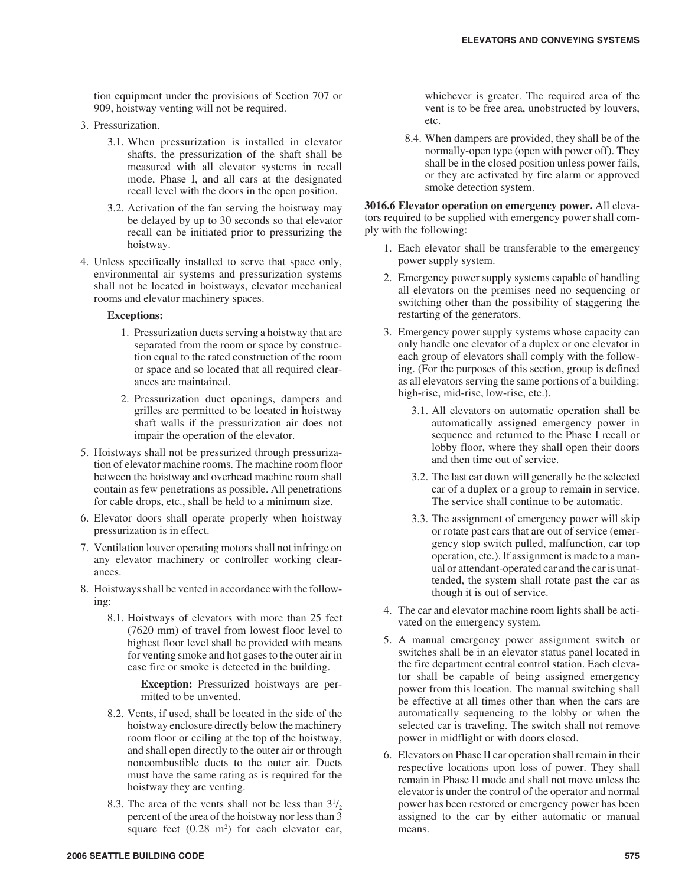tion equipment under the provisions of Section 707 or 909, hoistway venting will not be required.

3. Pressurization.
   - 3.1. When pressurization is installed in elevator shafts, the pressurization of the shaft shall be measured with all elevator systems in recall mode, Phase I, and all cars at the designated recall level with the doors in the open position.
   - 3.2. Activation of the fan serving the hoistway may be delayed by up to 30 seconds so that elevator recall can be initiated prior to pressurizing the hoistway.
4. Unless specifically installed to serve that space only, environmental air systems and pressurization systems shall not be located in hoistways, elevator mechanical rooms and elevator machinery spaces.

   **Exceptions:**

   1. Pressurization ducts serving a hoistway that are separated from the room or space by construction equal to the rated construction of the room or space and so located that all required clearances are maintained.
   2. Pressurization duct openings, dampers and grilles are permitted to be located in hoistway shaft walls if the pressurization air does not impair the operation of the elevator.
5. Hoistways shall not be pressurized through pressurization of elevator machine rooms. The machine room floor between the hoistway and overhead machine room shall contain as few penetrations as possible. All penetrations for cable drops, etc., shall be held to a minimum size.
6. Elevator doors shall operate properly when hoistway pressurization is in effect.
7. Ventilation louver operating motors shall not infringe on any elevator machinery or controller working clearances.
8. Hoistways shall be vented in accordance with the following:
   - 8.1. Hoistways of elevators with more than 25 feet (7620 mm) of travel from lowest floor level to highest floor level shall be provided with means for venting smoke and hot gases to the outer air in case fire or smoke is detected in the building.

     **Exception:** Pressurized hoistways are permitted to be unvented.
   - 8.2. Vents, if used, shall be located in the side of the hoistway enclosure directly below the machinery room floor or ceiling at the top of the hoistway, and shall open directly to the outer air or through noncombustible ducts to the outer air. Ducts must have the same rating as is required for the hoistway they are venting.
   - 8.3. The area of the vents shall not be less than $3^1/_2$ percent of the area of the hoistway nor less than 3 square feet (0.28 m$^2$) for each elevator car, whichever is greater. The required area of the vent is to be free area, unobstructed by louvers, etc.
   - 8.4. When dampers are provided, they shall be of the normally-open type (open with power off). They shall be in the closed position unless power fails, or they are activated by fire alarm or approved smoke detection system.

**3016.6 Elevator operation on emergency power.** All elevators required to be supplied with emergency power shall comply with the following:

1. Each elevator shall be transferable to the emergency power supply system.
2. Emergency power supply systems capable of handling all elevators on the premises need no sequencing or switching other than the possibility of staggering the restarting of the generators.
3. Emergency power supply systems whose capacity can only handle one elevator of a duplex or one elevator in each group of elevators shall comply with the following. (For the purposes of this section, group is defined as all elevators serving the same portions of a building: high-rise, mid-rise, low-rise, etc.).
   - 3.1. All elevators on automatic operation shall be automatically assigned emergency power in sequence and returned to the Phase I recall or lobby floor, where they shall open their doors and then time out of service.
   - 3.2. The last car down will generally be the selected car of a duplex or a group to remain in service. The service shall continue to be automatic.
   - 3.3. The assignment of emergency power will skip or rotate past cars that are out of service (emergency stop switch pulled, malfunction, car top operation, etc.). If assignment is made to a manual or attendant-operated car and the car is unattended, the system shall rotate past the car as though it is out of service.
4. The car and elevator machine room lights shall be activated on the emergency system.
5. A manual emergency power assignment switch or switches shall be in an elevator status panel located in the fire department central control station. Each elevator shall be capable of being assigned emergency power from this location. The manual switching shall be effective at all times other than when the cars are automatically sequencing to the lobby or when the selected car is traveling. The switch shall not remove power in midflight or with doors closed.
6. Elevators on Phase II car operation shall remain in their respective locations upon loss of power. They shall remain in Phase II mode and shall not move unless the elevator is under the control of the operator and normal power has been restored or emergency power has been assigned to the car by either automatic or manual means.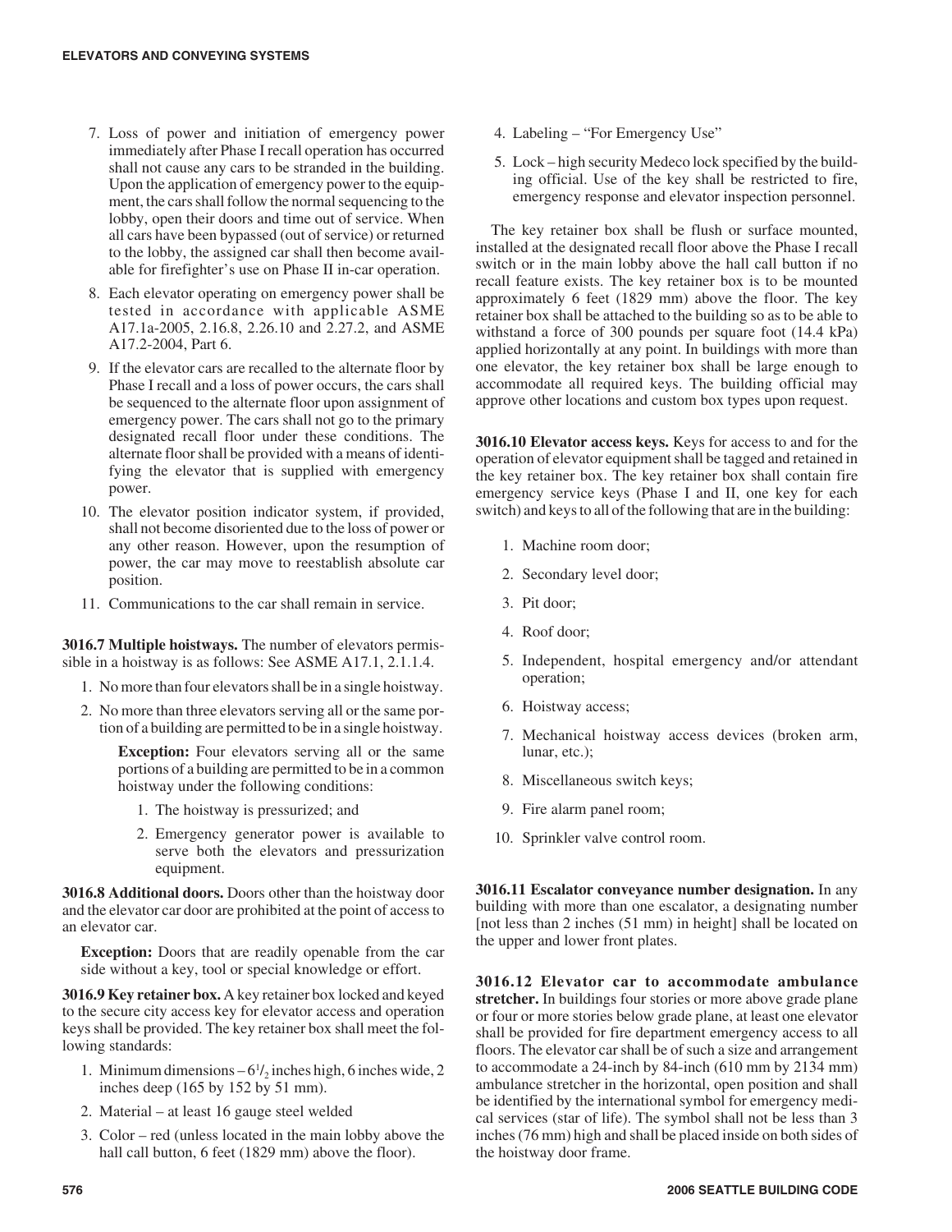7. Loss of power and initiation of emergency power immediately after Phase I recall operation has occurred shall not cause any cars to be stranded in the building. Upon the application of emergency power to the equipment, the cars shall follow the normal sequencing to the lobby, open their doors and time out of service. When all cars have been bypassed (out of service) or returned to the lobby, the assigned car shall then become available for firefighter's use on Phase II in-car operation.

8. Each elevator operating on emergency power shall be tested in accordance with applicable ASME A17.1a-2005, 2.16.8, 2.26.10 and 2.27.2, and ASME A17.2-2004, Part 6.

9. If the elevator cars are recalled to the alternate floor by Phase I recall and a loss of power occurs, the cars shall be sequenced to the alternate floor upon assignment of emergency power. The cars shall not go to the primary designated recall floor under these conditions. The alternate floor shall be provided with a means of identifying the elevator that is supplied with emergency power.

10. The elevator position indicator system, if provided, shall not become disoriented due to the loss of power or any other reason. However, upon the resumption of power, the car may move to reestablish absolute car position.

11. Communications to the car shall remain in service.

**3016.7 Multiple hoistways.** The number of elevators permissible in a hoistway is as follows: See ASME A17.1, 2.1.1.4.

1. No more than four elevators shall be in a single hoistway.
2. No more than three elevators serving all or the same portion of a building are permitted to be in a single hoistway.

   **Exception:** Four elevators serving all or the same portions of a building are permitted to be in a common hoistway under the following conditions:

   1. The hoistway is pressurized; and
   2. Emergency generator power is available to serve both the elevators and pressurization equipment.

**3016.8 Additional doors.** Doors other than the hoistway door and the elevator car door are prohibited at the point of access to an elevator car.

**Exception:** Doors that are readily openable from the car side without a key, tool or special knowledge or effort.

**3016.9 Key retainer box.** A key retainer box locked and keyed to the secure city access key for elevator access and operation keys shall be provided. The key retainer box shall meet the following standards:

1. Minimum dimensions – $6^1/_2$ inches high, 6 inches wide, 2 inches deep (165 by 152 by 51 mm).
2. Material – at least 16 gauge steel welded
3. Color – red (unless located in the main lobby above the hall call button, 6 feet (1829 mm) above the floor).
4. Labeling – "For Emergency Use"
5. Lock – high security Medeco lock specified by the building official. Use of the key shall be restricted to fire, emergency response and elevator inspection personnel.

The key retainer box shall be flush or surface mounted, installed at the designated recall floor above the Phase I recall switch or in the main lobby above the hall call button if no recall feature exists. The key retainer box is to be mounted approximately 6 feet (1829 mm) above the floor. The key retainer box shall be attached to the building so as to be able to withstand a force of 300 pounds per square foot (14.4 kPa) applied horizontally at any point. In buildings with more than one elevator, the key retainer box shall be large enough to accommodate all required keys. The building official may approve other locations and custom box types upon request.

**3016.10 Elevator access keys.** Keys for access to and for the operation of elevator equipment shall be tagged and retained in the key retainer box. The key retainer box shall contain fire emergency service keys (Phase I and II, one key for each switch) and keys to all of the following that are in the building:

1. Machine room door;
2. Secondary level door;
3. Pit door;
4. Roof door;
5. Independent, hospital emergency and/or attendant operation;
6. Hoistway access;
7. Mechanical hoistway access devices (broken arm, lunar, etc.);
8. Miscellaneous switch keys;
9. Fire alarm panel room;
10. Sprinkler valve control room.

**3016.11 Escalator conveyance number designation.** In any building with more than one escalator, a designating number [not less than 2 inches (51 mm) in height] shall be located on the upper and lower front plates.

**3016.12 Elevator car to accommodate ambulance stretcher.** In buildings four stories or more above grade plane or four or more stories below grade plane, at least one elevator shall be provided for fire department emergency access to all floors. The elevator car shall be of such a size and arrangement to accommodate a 24-inch by 84-inch (610 mm by 2134 mm) ambulance stretcher in the horizontal, open position and shall be identified by the international symbol for emergency medical services (star of life). The symbol shall not be less than 3 inches (76 mm) high and shall be placed inside on both sides of the hoistway door frame.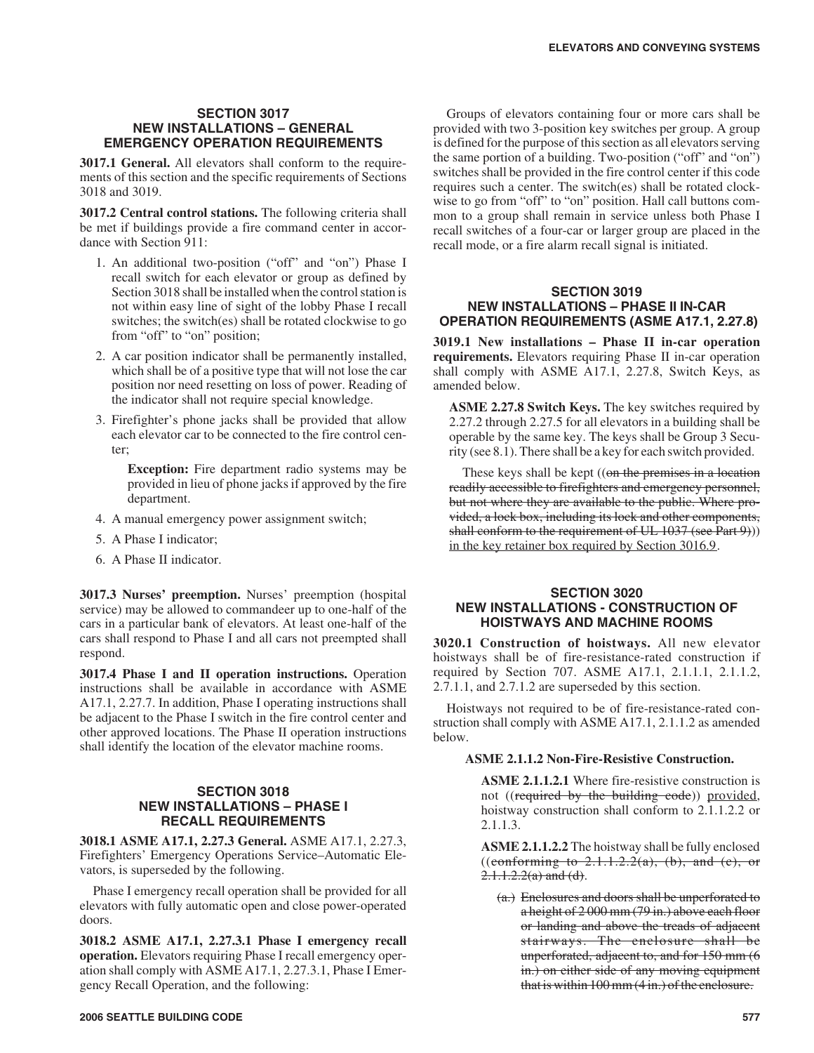## SECTION 3017 NEW INSTALLATIONS – GENERAL EMERGENCY OPERATION REQUIREMENTS

**3017.1 General.** All elevators shall conform to the requirements of this section and the specific requirements of Sections 3018 and 3019.

**3017.2 Central control stations.** The following criteria shall be met if buildings provide a fire command center in accordance with Section 911:

1. An additional two-position ("off" and "on") Phase I recall switch for each elevator or group as defined by Section 3018 shall be installed when the control station is not within easy line of sight of the lobby Phase I recall switches; the switch(es) shall be rotated clockwise to go from "off" to "on" position;
2. A car position indicator shall be permanently installed, which shall be of a positive type that will not lose the car position nor need resetting on loss of power. Reading of the indicator shall not require special knowledge.
3. Firefighter's phone jacks shall be provided that allow each elevator car to be connected to the fire control center;

   **Exception:** Fire department radio systems may be provided in lieu of phone jacks if approved by the fire department.
4. A manual emergency power assignment switch;
5. A Phase I indicator;
6. A Phase II indicator.

**3017.3 Nurses' preemption.** Nurses' preemption (hospital service) may be allowed to commandeer up to one-half of the cars in a particular bank of elevators. At least one-half of the cars shall respond to Phase I and all cars not preempted shall respond.

**3017.4 Phase I and II operation instructions.** Operation instructions shall be available in accordance with ASME A17.1, 2.27.7. In addition, Phase I operating instructions shall be adjacent to the Phase I switch in the fire control center and other approved locations. The Phase II operation instructions shall identify the location of the elevator machine rooms.

## SECTION 3018 NEW INSTALLATIONS – PHASE I RECALL REQUIREMENTS

**3018.1 ASME A17.1, 2.27.3 General.** ASME A17.1, 2.27.3, Firefighters' Emergency Operations Service–Automatic Elevators, is superseded by the following.

Phase I emergency recall operation shall be provided for all elevators with fully automatic open and close power-operated doors.

**3018.2 ASME A17.1, 2.27.3.1 Phase I emergency recall operation.** Elevators requiring Phase I recall emergency operation shall comply with ASME A17.1, 2.27.3.1, Phase I Emergency Recall Operation, and the following:

Groups of elevators containing four or more cars shall be provided with two 3-position key switches per group. A group is defined for the purpose of this section as all elevators serving the same portion of a building. Two-position ("off" and "on") switches shall be provided in the fire control center if this code requires such a center. The switch(es) shall be rotated clockwise to go from "off" to "on" position. Hall call buttons common to a group shall remain in service unless both Phase I recall switches of a four-car or larger group are placed in the recall mode, or a fire alarm recall signal is initiated.

## SECTION 3019 NEW INSTALLATIONS – PHASE II IN-CAR OPERATION REQUIREMENTS (ASME A17.1, 2.27.8)

**3019.1 New installations – Phase II in-car operation requirements.** Elevators requiring Phase II in-car operation shall comply with ASME A17.1, 2.27.8, Switch Keys, as amended below.

> **ASME 2.27.8 Switch Keys.** The key switches required by 2.27.2 through 2.27.5 for all elevators in a building shall be operable by the same key. The keys shall be Group 3 Security (see 8.1). There shall be a key for each switch provided.
>
> These keys shall be kept ((~~on the premises in a location readily accessible to firefighters and emergency personnel, but not where they are available to the public. Where provided, a lock box, including its lock and other components, shall conform to the requirement of UL 1037 (see Part 9)~~)) <u>in the key retainer box required by Section 3016.9</u>.

## SECTION 3020 NEW INSTALLATIONS - CONSTRUCTION OF HOISTWAYS AND MACHINE ROOMS

**3020.1 Construction of hoistways.** All new elevator hoistways shall be of fire-resistance-rated construction if required by Section 707. ASME A17.1, 2.1.1.1, 2.1.1.2, 2.7.1.1, and 2.7.1.2 are superseded by this section.

Hoistways not required to be of fire-resistance-rated construction shall comply with ASME A17.1, 2.1.1.2 as amended below.

> **ASME 2.1.1.2 Non-Fire-Resistive Construction.**
>
> **ASME 2.1.1.2.1** Where fire-resistive construction is not ((~~required by the building code~~)) <u>provided</u>, hoistway construction shall conform to 2.1.1.2.2 or 2.1.1.3.
>
> **ASME 2.1.1.2.2** The hoistway shall be fully enclosed ((~~conforming to 2.1.1.2.2(a), (b), and (c), or 2.1.1.2.2(a) and (d)~~.
>
> ~~(a.) Enclosures and doors shall be unperforated to a height of 2 000 mm (79 in.) above each floor or landing and above the treads of adjacent stairways. The enclosure shall be unperforated, adjacent to, and for 150 mm (6 in.) on either side of any moving equipment that is within 100 mm (4 in.) of the enclosure.~~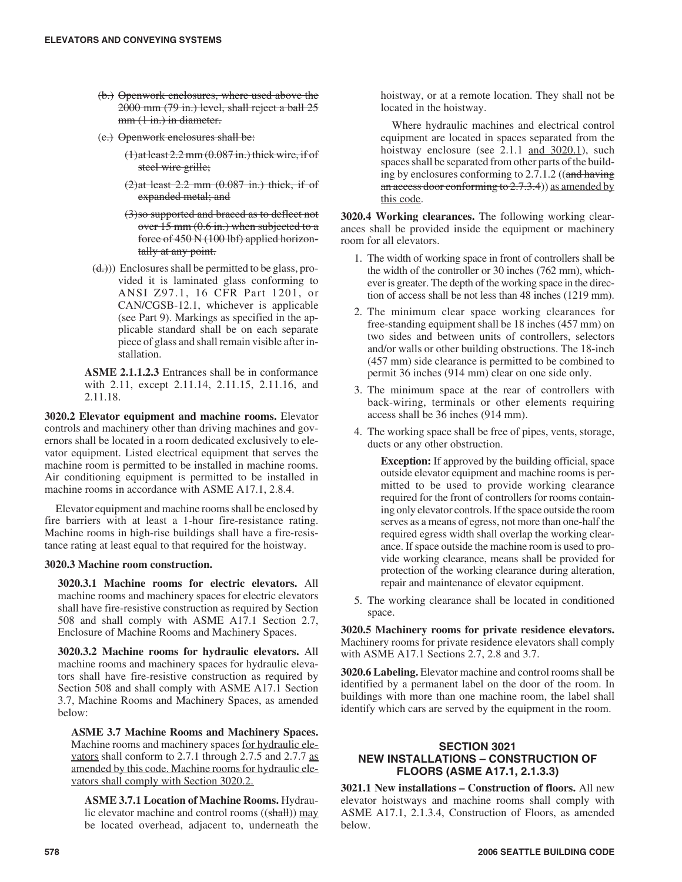(b.) ~~Openwork enclosures, where used above the 2000 mm (79 in.) level, shall reject a ball 25 mm (1 in.) in diameter.~~

(c.) ~~Openwork enclosures shall be:~~

~~(1) at least 2.2 mm (0.087 in.) thick wire, if of steel wire grille;~~

~~(2) at least 2.2 mm (0.087 in.) thick, if of expanded metal; and~~

~~(3) so supported and braced as to deflect not over 15 mm (0.6 in.) when subjected to a force of 450 N (100 lbf) applied horizontally at any point.~~

~~(d.)~~)) Enclosures shall be permitted to be glass, provided it is laminated glass conforming to ANSI Z97.1, 16 CFR Part 1201, or CAN/CGSB-12.1, whichever is applicable (see Part 9). Markings as specified in the applicable standard shall be on each separate piece of glass and shall remain visible after installation.

**ASME 2.1.1.2.3** Entrances shall be in conformance with 2.11, except 2.11.14, 2.11.15, 2.11.16, and 2.11.18.

**3020.2 Elevator equipment and machine rooms.** Elevator controls and machinery other than driving machines and governors shall be located in a room dedicated exclusively to elevator equipment. Listed electrical equipment that serves the machine room is permitted to be installed in machine rooms. Air conditioning equipment is permitted to be installed in machine rooms in accordance with ASME A17.1, 2.8.4.

Elevator equipment and machine rooms shall be enclosed by fire barriers with at least a 1-hour fire-resistance rating. Machine rooms in high-rise buildings shall have a fire-resistance rating at least equal to that required for the hoistway.

**3020.3 Machine room construction.**

**3020.3.1 Machine rooms for electric elevators.** All machine rooms and machinery spaces for electric elevators shall have fire-resistive construction as required by Section 508 and shall comply with ASME A17.1 Section 2.7, Enclosure of Machine Rooms and Machinery Spaces.

**3020.3.2 Machine rooms for hydraulic elevators.** All machine rooms and machinery spaces for hydraulic elevators shall have fire-resistive construction as required by Section 508 and shall comply with ASME A17.1 Section 3.7, Machine Rooms and Machinery Spaces, as amended below:

**ASME 3.7 Machine Rooms and Machinery Spaces.** Machine rooms and machinery spaces <u>for hydraulic elevators</u> shall conform to 2.7.1 through 2.7.5 and 2.7.7 <u>as amended by this code. Machine rooms for hydraulic elevators shall comply with Section 3020.2.</u>

**ASME 3.7.1 Location of Machine Rooms.** Hydraulic elevator machine and control rooms ((~~shall~~)) <u>may</u> be located overhead, adjacent to, underneath the hoistway, or at a remote location. They shall not be located in the hoistway.

Where hydraulic machines and electrical control equipment are located in spaces separated from the hoistway enclosure (see 2.1.1 <u>and 3020.1</u>), such spaces shall be separated from other parts of the building by enclosures conforming to 2.7.1.2 ((~~and having an access door conforming to 2.7.3.4~~)) <u>as amended by this code</u>.

**3020.4 Working clearances.** The following working clearances shall be provided inside the equipment or machinery room for all elevators.

1. The width of working space in front of controllers shall be the width of the controller or 30 inches (762 mm), whichever is greater. The depth of the working space in the direction of access shall be not less than 48 inches (1219 mm).
2. The minimum clear space working clearances for free-standing equipment shall be 18 inches (457 mm) on two sides and between units of controllers, selectors and/or walls or other building obstructions. The 18-inch (457 mm) side clearance is permitted to be combined to permit 36 inches (914 mm) clear on one side only.
3. The minimum space at the rear of controllers with back-wiring, terminals or other elements requiring access shall be 36 inches (914 mm).
4. The working space shall be free of pipes, vents, storage, ducts or any other obstruction.

   **Exception:** If approved by the building official, space outside elevator equipment and machine rooms is permitted to be used to provide working clearance required for the front of controllers for rooms containing only elevator controls. If the space outside the room serves as a means of egress, not more than one-half the required egress width shall overlap the working clearance. If space outside the machine room is used to provide working clearance, means shall be provided for protection of the working clearance during alteration, repair and maintenance of elevator equipment.

5. The working clearance shall be located in conditioned space.

**3020.5 Machinery rooms for private residence elevators.** Machinery rooms for private residence elevators shall comply with ASME A17.1 Sections 2.7, 2.8 and 3.7.

**3020.6 Labeling.** Elevator machine and control rooms shall be identified by a permanent label on the door of the room. In buildings with more than one machine room, the label shall identify which cars are served by the equipment in the room.

## SECTION 3021
## NEW INSTALLATIONS – CONSTRUCTION OF FLOORS (ASME A17.1, 2.1.3.3)

**3021.1 New installations – Construction of floors.** All new elevator hoistways and machine rooms shall comply with ASME A17.1, 2.1.3.4, Construction of Floors, as amended below.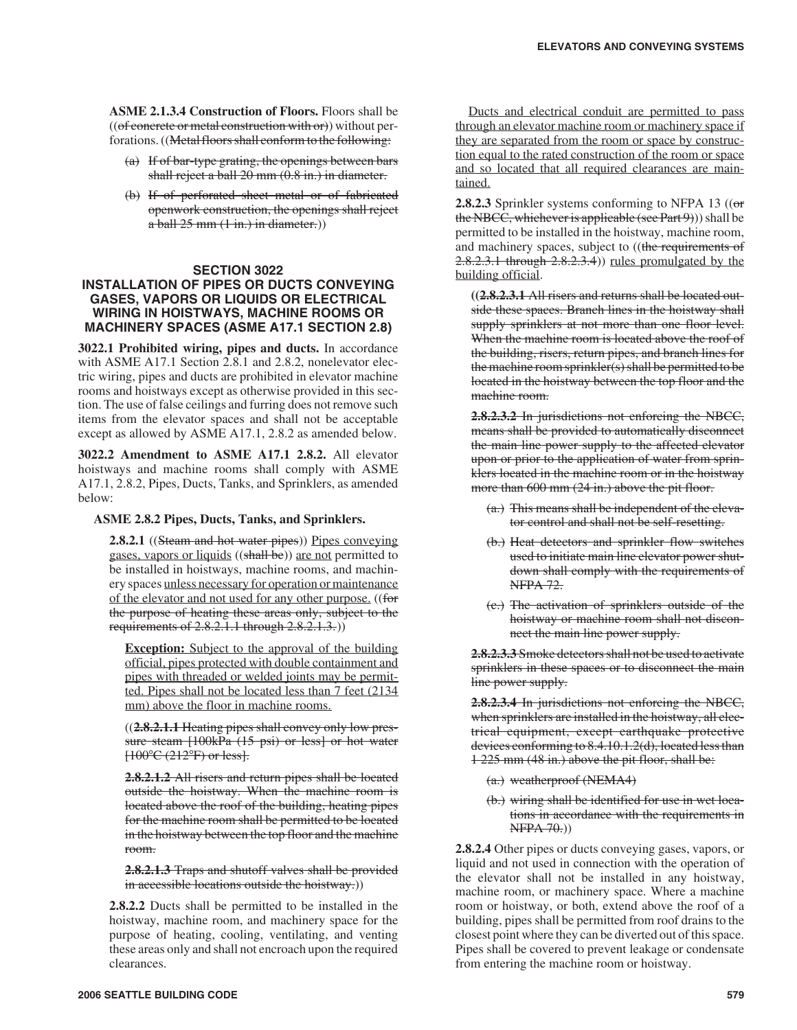**ASME 2.1.3.4 Construction of Floors.** Floors shall be ((~~of concrete or metal construction with or~~)) without perforations. ((~~Metal floors shall conform to the following:~~

- ~~(a) If of bar-type grating, the openings between bars shall reject a ball 20 mm (0.8 in.) in diameter.~~
- ~~(b) If of perforated sheet metal or of fabricated openwork construction, the openings shall reject a ball 25 mm (1 in.) in diameter.~~))

## SECTION 3022 INSTALLATION OF PIPES OR DUCTS CONVEYING GASES, VAPORS OR LIQUIDS OR ELECTRICAL WIRING IN HOISTWAYS, MACHINE ROOMS OR MACHINERY SPACES (ASME A17.1 SECTION 2.8)

**3022.1 Prohibited wiring, pipes and ducts.** In accordance with ASME A17.1 Section 2.8.1 and 2.8.2, nonelevator electric wiring, pipes and ducts are prohibited in elevator machine rooms and hoistways except as otherwise provided in this section. The use of false ceilings and furring does not remove such items from the elevator spaces and shall not be acceptable except as allowed by ASME A17.1, 2.8.2 as amended below.

**3022.2 Amendment to ASME A17.1 2.8.2.** All elevator hoistways and machine rooms shall comply with ASME A17.1, 2.8.2, Pipes, Ducts, Tanks, and Sprinklers, as amended below:

**ASME 2.8.2 Pipes, Ducts, Tanks, and Sprinklers.**

**2.8.2.1** ((~~Steam and hot water pipes~~)) <u>Pipes conveying gases, vapors or liquids</u> ((~~shall be~~)) <u>are not</u> permitted to be installed in hoistways, machine rooms, and machinery spaces <u>unless necessary for operation or maintenance of the elevator and not used for any other purpose.</u> ((~~for the purpose of heating these areas only, subject to the requirements of 2.8.2.1.1 through 2.8.2.1.3.~~))

**<u>Exception:</u>** <u>Subject to the approval of the building official, pipes protected with double containment and pipes with threaded or welded joints may be permitted. Pipes shall not be located less than 7 feet (2134 mm) above the floor in machine rooms.</u>

((~~**2.8.2.1.1** Heating pipes shall convey only low pressure steam [100kPa (15 psi) or less] or hot water [100°C (212°F) or less].~~

~~**2.8.2.1.2** All risers and return pipes shall be located outside the hoistway. When the machine room is located above the roof of the building, heating pipes for the machine room shall be permitted to be located in the hoistway between the top floor and the machine room.~~

~~**2.8.2.1.3** Traps and shutoff valves shall be provided in accessible locations outside the hoistway.~~))

**2.8.2.2** Ducts shall be permitted to be installed in the hoistway, machine room, and machinery space for the purpose of heating, cooling, ventilating, and venting these areas only and shall not encroach upon the required clearances.

<u>Ducts and electrical conduit are permitted to pass through an elevator machine room or machinery space if they are separated from the room or space by construction equal to the rated construction of the room or space and so located that all required clearances are maintained.</u>

**2.8.2.3** Sprinkler systems conforming to NFPA 13 ((~~or the NBCC, whichever is applicable (see Part 9)~~)) shall be permitted to be installed in the hoistway, machine room, and machinery spaces, subject to ((~~the requirements of 2.8.2.3.1 through 2.8.2.3.4~~)) <u>rules promulgated by the building official</u>.

((~~**2.8.2.3.1** All risers and returns shall be located outside these spaces. Branch lines in the hoistway shall supply sprinklers at not more than one floor level. When the machine room is located above the roof of the building, risers, return pipes, and branch lines for the machine room sprinkler(s) shall be permitted to be located in the hoistway between the top floor and the machine room.~~

~~**2.8.2.3.2** In jurisdictions not enforcing the NBCC, means shall be provided to automatically disconnect the main line power supply to the affected elevator upon or prior to the application of water from sprinklers located in the machine room or in the hoistway more than 600 mm (24 in.) above the pit floor.~~

- ~~(a.) This means shall be independent of the elevator control and shall not be self-resetting.~~
- ~~(b.) Heat detectors and sprinkler flow switches used to initiate main line elevator power shutdown shall comply with the requirements of NFPA 72.~~
- ~~(c.) The activation of sprinklers outside of the hoistway or machine room shall not disconnect the main line power supply.~~

~~**2.8.2.3.3** Smoke detectors shall not be used to activate sprinklers in these spaces or to disconnect the main line power supply.~~

~~**2.8.2.3.4** In jurisdictions not enforcing the NBCC, when sprinklers are installed in the hoistway, all electrical equipment, except earthquake protective devices conforming to 8.4.10.1.2(d), located less than 1 225 mm (48 in.) above the pit floor, shall be:~~

- ~~(a.) weatherproof (NEMA4)~~
- ~~(b.) wiring shall be identified for use in wet locations in accordance with the requirements in NFPA 70.~~))

**2.8.2.4** Other pipes or ducts conveying gases, vapors, or liquid and not used in connection with the operation of the elevator shall not be installed in any hoistway, machine room, or machinery space. Where a machine room or hoistway, or both, extend above the roof of a building, pipes shall be permitted from roof drains to the closest point where they can be diverted out of this space. Pipes shall be covered to prevent leakage or condensate from entering the machine room or hoistway.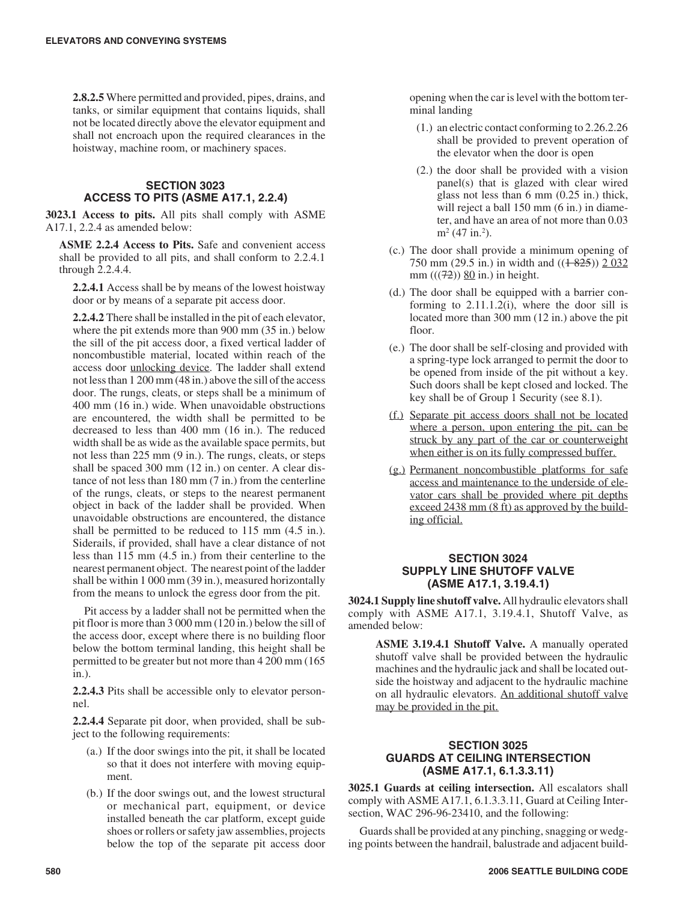**2.8.2.5** Where permitted and provided, pipes, drains, and tanks, or similar equipment that contains liquids, shall not be located directly above the elevator equipment and shall not encroach upon the required clearances in the hoistway, machine room, or machinery spaces.

## SECTION 3023 ACCESS TO PITS (ASME A17.1, 2.2.4)

**3023.1 Access to pits.** All pits shall comply with ASME A17.1, 2.2.4 as amended below:

**ASME 2.2.4 Access to Pits.** Safe and convenient access shall be provided to all pits, and shall conform to 2.2.4.1 through 2.2.4.4.

**2.2.4.1** Access shall be by means of the lowest hoistway door or by means of a separate pit access door.

**2.2.4.2** There shall be installed in the pit of each elevator, where the pit extends more than 900 mm (35 in.) below the sill of the pit access door, a fixed vertical ladder of noncombustible material, located within reach of the access door unlocking device. The ladder shall extend not less than 1 200 mm (48 in.) above the sill of the access door. The rungs, cleats, or steps shall be a minimum of 400 mm (16 in.) wide. When unavoidable obstructions are encountered, the width shall be permitted to be decreased to less than 400 mm (16 in.). The reduced width shall be as wide as the available space permits, but not less than 225 mm (9 in.). The rungs, cleats, or steps shall be spaced 300 mm (12 in.) on center. A clear distance of not less than 180 mm (7 in.) from the centerline of the rungs, cleats, or steps to the nearest permanent object in back of the ladder shall be provided. When unavoidable obstructions are encountered, the distance shall be permitted to be reduced to 115 mm (4.5 in.). Siderails, if provided, shall have a clear distance of not less than 115 mm (4.5 in.) from their centerline to the nearest permanent object. The nearest point of the ladder shall be within 1 000 mm (39 in.), measured horizontally from the means to unlock the egress door from the pit.

Pit access by a ladder shall not be permitted when the pit floor is more than 3 000 mm (120 in.) below the sill of the access door, except where there is no building floor below the bottom terminal landing, this height shall be permitted to be greater but not more than 4 200 mm (165 in.).

**2.2.4.3** Pits shall be accessible only to elevator personnel.

**2.2.4.4** Separate pit door, when provided, shall be subject to the following requirements:

(a.) If the door swings into the pit, it shall be located so that it does not interfere with moving equipment.

(b.) If the door swings out, and the lowest structural or mechanical part, equipment, or device installed beneath the car platform, except guide shoes or rollers or safety jaw assemblies, projects below the top of the separate pit access door opening when the car is level with the bottom terminal landing

(1.) an electric contact conforming to 2.26.2.26 shall be provided to prevent operation of the elevator when the door is open

(2.) the door shall be provided with a vision panel(s) that is glazed with clear wired glass not less than 6 mm (0.25 in.) thick, will reject a ball 150 mm (6 in.) in diameter, and have an area of not more than 0.03 $m^2$ (47 $in.^2$).

(c.) The door shall provide a minimum opening of 750 mm (29.5 in.) in width and ((~~1 825~~)) 2 032 mm (((~~72~~)) 80 in.) in height.

(d.) The door shall be equipped with a barrier conforming to 2.11.1.2(i), where the door sill is located more than 300 mm (12 in.) above the pit floor.

(e.) The door shall be self-closing and provided with a spring-type lock arranged to permit the door to be opened from inside of the pit without a key. Such doors shall be kept closed and locked. The key shall be of Group 1 Security (see 8.1).

(f.) Separate pit access doors shall not be located where a person, upon entering the pit, can be struck by any part of the car or counterweight when either is on its fully compressed buffer.

(g.) Permanent noncombustible platforms for safe access and maintenance to the underside of elevator cars shall be provided where pit depths exceed 2438 mm (8 ft) as approved by the building official.

## SECTION 3024 SUPPLY LINE SHUTOFF VALVE (ASME A17.1, 3.19.4.1)

**3024.1 Supply line shutoff valve.** All hydraulic elevators shall comply with ASME A17.1, 3.19.4.1, Shutoff Valve, as amended below:

**ASME 3.19.4.1 Shutoff Valve.** A manually operated shutoff valve shall be provided between the hydraulic machines and the hydraulic jack and shall be located outside the hoistway and adjacent to the hydraulic machine on all hydraulic elevators. An additional shutoff valve may be provided in the pit.

## SECTION 3025 GUARDS AT CEILING INTERSECTION (ASME A17.1, 6.1.3.3.11)

**3025.1 Guards at ceiling intersection.** All escalators shall comply with ASME A17.1, 6.1.3.3.11, Guard at Ceiling Intersection, WAC 296-96-23410, and the following:

Guards shall be provided at any pinching, snagging or wedging points between the handrail, balustrade and adjacent build-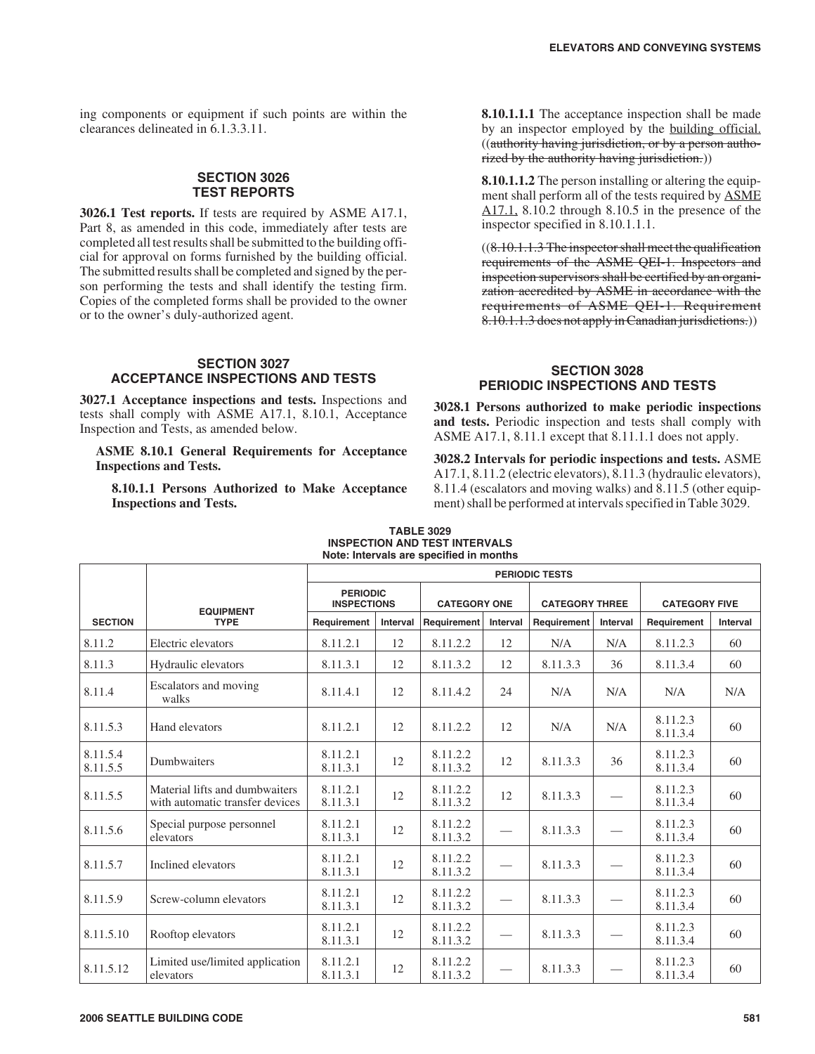ing components or equipment if such points are within the clearances delineated in 6.1.3.3.11.

## SECTION 3026 TEST REPORTS

**3026.1 Test reports.** If tests are required by ASME A17.1, Part 8, as amended in this code, immediately after tests are completed all test results shall be submitted to the building official for approval on forms furnished by the building official. The submitted results shall be completed and signed by the person performing the tests and shall identify the testing firm. Copies of the completed forms shall be provided to the owner or to the owner's duly-authorized agent.

## SECTION 3027 ACCEPTANCE INSPECTIONS AND TESTS

**3027.1 Acceptance inspections and tests.** Inspections and tests shall comply with ASME A17.1, 8.10.1, Acceptance Inspection and Tests, as amended below.

**ASME 8.10.1 General Requirements for Acceptance Inspections and Tests.**

**8.10.1.1 Persons Authorized to Make Acceptance Inspections and Tests.**

**8.10.1.1.1** The acceptance inspection shall be made by an inspector employed by the <u>building official.</u> ((~~authority having jurisdiction, or by a person authorized by the authority having jurisdiction.~~))

**8.10.1.1.2** The person installing or altering the equipment shall perform all of the tests required by <u>ASME A17.1,</u> 8.10.2 through 8.10.5 in the presence of the inspector specified in 8.10.1.1.1.

((~~8.10.1.1.3 The inspector shall meet the qualification requirements of the ASME QEI-1. Inspectors and inspection supervisors shall be certified by an organization accredited by ASME in accordance with the requirements of ASME QEI-1. Requirement 8.10.1.1.3 does not apply in Canadian jurisdictions.~~))

## SECTION 3028 PERIODIC INSPECTIONS AND TESTS

**3028.1 Persons authorized to make periodic inspections and tests.** Periodic inspection and tests shall comply with ASME A17.1, 8.11.1 except that 8.11.1.1 does not apply.

**3028.2 Intervals for periodic inspections and tests.** ASME A17.1, 8.11.2 (electric elevators), 8.11.3 (hydraulic elevators), 8.11.4 (escalators and moving walks) and 8.11.5 (other equipment) shall be performed at intervals specified in Table 3029.

**TABLE 3029**
**INSPECTION AND TEST INTERVALS**
**Note: Intervals are specified in months**

| SECTION | EQUIPMENT TYPE | PERIODIC TESTS | | | | | | | |
|---|---|---|---|---|---|---|---|---|---|
| | | PERIODIC INSPECTIONS | | CATEGORY ONE | | CATEGORY THREE | | CATEGORY FIVE | |
| | | Requirement | Interval | Requirement | Interval | Requirement | Interval | Requirement | Interval |
| 8.11.2 | Electric elevators | 8.11.2.1 | 12 | 8.11.2.2 | 12 | N/A | N/A | 8.11.2.3 | 60 |
| 8.11.3 | Hydraulic elevators | 8.11.3.1 | 12 | 8.11.3.2 | 12 | 8.11.3.3 | 36 | 8.11.3.4 | 60 |
| 8.11.4 | Escalators and moving walks | 8.11.4.1 | 12 | 8.11.4.2 | 24 | N/A | N/A | N/A | N/A |
| 8.11.5.3 | Hand elevators | 8.11.2.1 | 12 | 8.11.2.2 | 12 | N/A | N/A | 8.11.2.3 8.11.3.4 | 60 |
| 8.11.5.4 8.11.5.5 | Dumbwaiters | 8.11.2.1 8.11.3.1 | 12 | 8.11.2.2 8.11.3.2 | 12 | 8.11.3.3 | 36 | 8.11.2.3 8.11.3.4 | 60 |
| 8.11.5.5 | Material lifts and dumbwaiters with automatic transfer devices | 8.11.2.1 8.11.3.1 | 12 | 8.11.2.2 8.11.3.2 | 12 | 8.11.3.3 | — | 8.11.2.3 8.11.3.4 | 60 |
| 8.11.5.6 | Special purpose personnel elevators | 8.11.2.1 8.11.3.1 | 12 | 8.11.2.2 8.11.3.2 | — | 8.11.3.3 | — | 8.11.2.3 8.11.3.4 | 60 |
| 8.11.5.7 | Inclined elevators | 8.11.2.1 8.11.3.1 | 12 | 8.11.2.2 8.11.3.2 | — | 8.11.3.3 | — | 8.11.2.3 8.11.3.4 | 60 |
| 8.11.5.9 | Screw-column elevators | 8.11.2.1 8.11.3.1 | 12 | 8.11.2.2 8.11.3.2 | — | 8.11.3.3 | — | 8.11.2.3 8.11.3.4 | 60 |
| 8.11.5.10 | Rooftop elevators | 8.11.2.1 8.11.3.1 | 12 | 8.11.2.2 8.11.3.2 | — | 8.11.3.3 | — | 8.11.2.3 8.11.3.4 | 60 |
| 8.11.5.12 | Limited use/limited application elevators | 8.11.2.1 8.11.3.1 | 12 | 8.11.2.2 8.11.3.2 | — | 8.11.3.3 | — | 8.11.2.3 8.11.3.4 | 60 |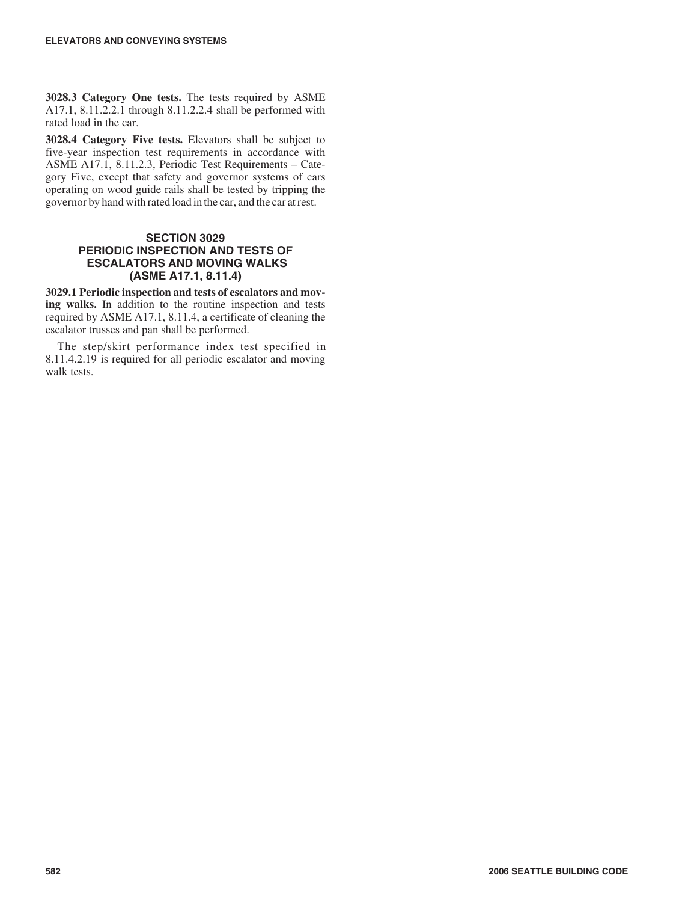**3028.3 Category One tests.** The tests required by ASME A17.1, 8.11.2.2.1 through 8.11.2.2.4 shall be performed with rated load in the car.

**3028.4 Category Five tests.** Elevators shall be subject to five-year inspection test requirements in accordance with ASME A17.1, 8.11.2.3, Periodic Test Requirements – Category Five, except that safety and governor systems of cars operating on wood guide rails shall be tested by tripping the governor by hand with rated load in the car, and the car at rest.

## SECTION 3029 PERIODIC INSPECTION AND TESTS OF ESCALATORS AND MOVING WALKS (ASME A17.1, 8.11.4)

**3029.1 Periodic inspection and tests of escalators and moving walks.** In addition to the routine inspection and tests required by ASME A17.1, 8.11.4, a certificate of cleaning the escalator trusses and pan shall be performed.

The step/skirt performance index test specified in 8.11.4.2.19 is required for all periodic escalator and moving walk tests.